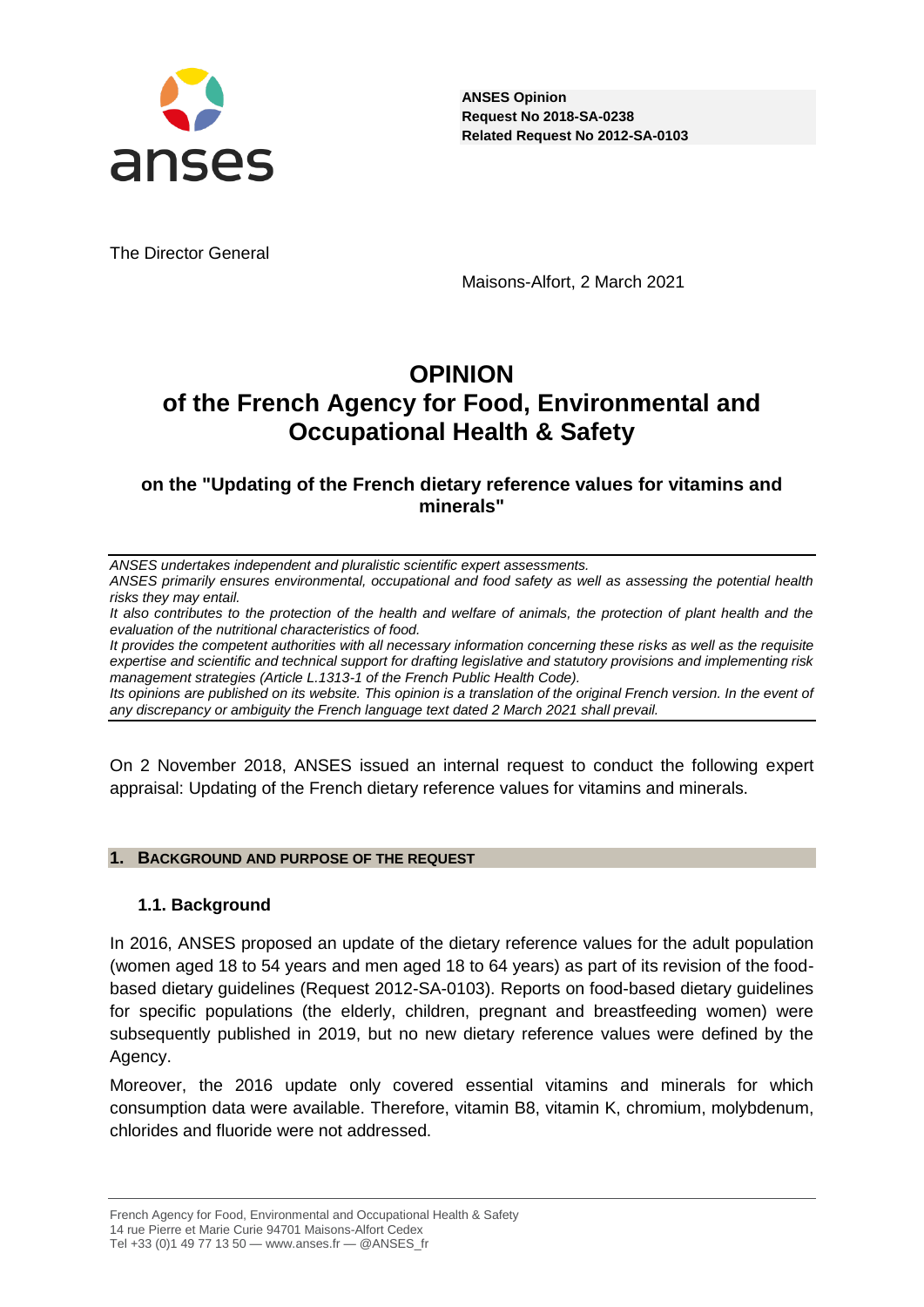**ANSES Opinion**
**Request No 2018-SA-0238**
**Related Request No 2012-SA-0103**

The Director General

Maisons-Alfort, 2 March 2021

# OPINION
# of the French Agency for Food, Environmental and Occupational Health & Safety

## on the "Updating of the French dietary reference values for vitamins and minerals"

*ANSES undertakes independent and pluralistic scientific expert assessments.*
*ANSES primarily ensures environmental, occupational and food safety as well as assessing the potential health risks they may entail.*
*It also contributes to the protection of the health and welfare of animals, the protection of plant health and the evaluation of the nutritional characteristics of food.*
*It provides the competent authorities with all necessary information concerning these risks as well as the requisite expertise and scientific and technical support for drafting legislative and statutory provisions and implementing risk management strategies (Article L.1313-1 of the French Public Health Code).*
*Its opinions are published on its website. This opinion is a translation of the original French version. In the event of any discrepancy or ambiguity the French language text dated 2 March 2021 shall prevail.*

On 2 November 2018, ANSES issued an internal request to conduct the following expert appraisal: Updating of the French dietary reference values for vitamins and minerals.

## 1. BACKGROUND AND PURPOSE OF THE REQUEST

### 1.1. Background

In 2016, ANSES proposed an update of the dietary reference values for the adult population (women aged 18 to 54 years and men aged 18 to 64 years) as part of its revision of the food-based dietary guidelines (Request 2012-SA-0103). Reports on food-based dietary guidelines for specific populations (the elderly, children, pregnant and breastfeeding women) were subsequently published in 2019, but no new dietary reference values were defined by the Agency.

Moreover, the 2016 update only covered essential vitamins and minerals for which consumption data were available. Therefore, vitamin B8, vitamin K, chromium, molybdenum, chlorides and fluoride were not addressed.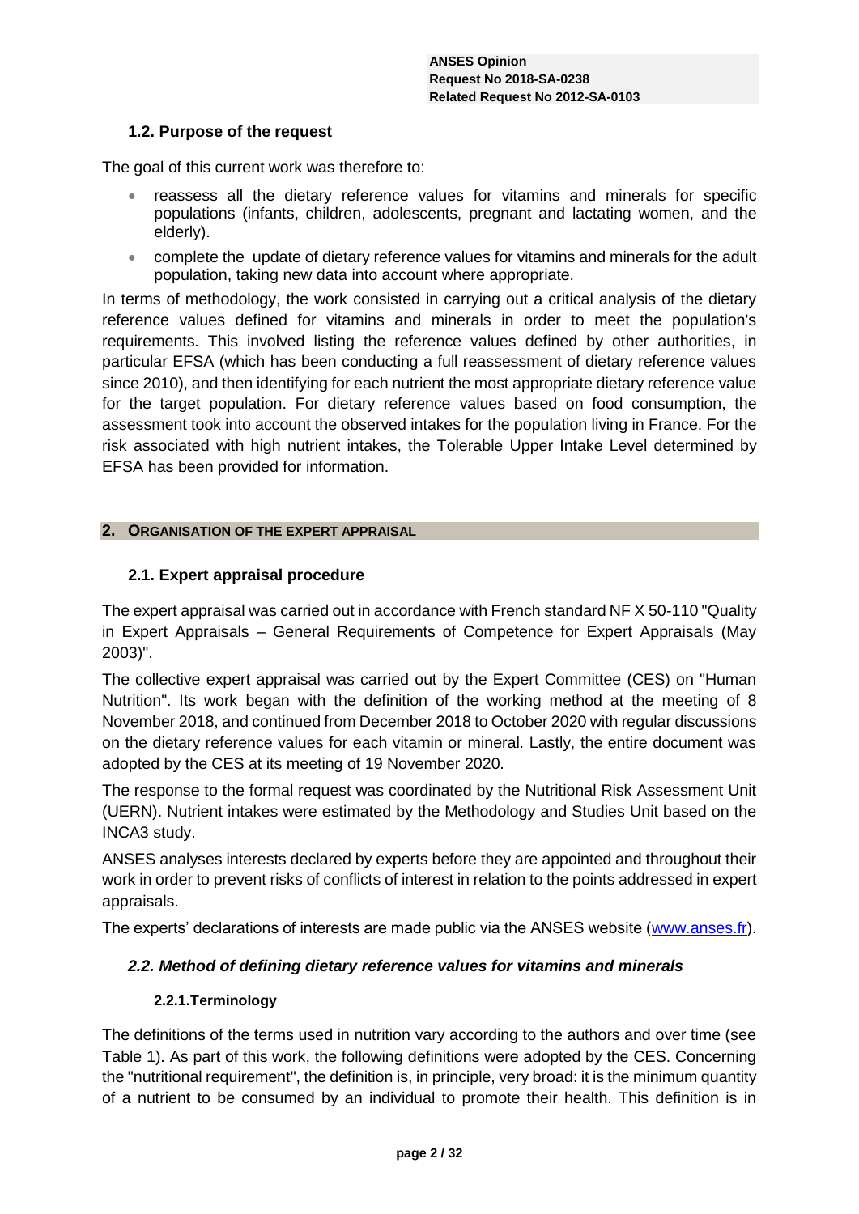### 1.2. Purpose of the request

The goal of this current work was therefore to:

- reassess all the dietary reference values for vitamins and minerals for specific populations (infants, children, adolescents, pregnant and lactating women, and the elderly).
- complete the update of dietary reference values for vitamins and minerals for the adult population, taking new data into account where appropriate.

In terms of methodology, the work consisted in carrying out a critical analysis of the dietary reference values defined for vitamins and minerals in order to meet the population's requirements. This involved listing the reference values defined by other authorities, in particular EFSA (which has been conducting a full reassessment of dietary reference values since 2010), and then identifying for each nutrient the most appropriate dietary reference value for the target population. For dietary reference values based on food consumption, the assessment took into account the observed intakes for the population living in France. For the risk associated with high nutrient intakes, the Tolerable Upper Intake Level determined by EFSA has been provided for information.

## 2. ORGANISATION OF THE EXPERT APPRAISAL

### 2.1. Expert appraisal procedure

The expert appraisal was carried out in accordance with French standard NF X 50-110 "Quality in Expert Appraisals – General Requirements of Competence for Expert Appraisals (May 2003)".

The collective expert appraisal was carried out by the Expert Committee (CES) on "Human Nutrition". Its work began with the definition of the working method at the meeting of 8 November 2018, and continued from December 2018 to October 2020 with regular discussions on the dietary reference values for each vitamin or mineral. Lastly, the entire document was adopted by the CES at its meeting of 19 November 2020.

The response to the formal request was coordinated by the Nutritional Risk Assessment Unit (UERN). Nutrient intakes were estimated by the Methodology and Studies Unit based on the INCA3 study.

ANSES analyses interests declared by experts before they are appointed and throughout their work in order to prevent risks of conflicts of interest in relation to the points addressed in expert appraisals.

The experts' declarations of interests are made public via the ANSES website (www.anses.fr).

### *2.2. Method of defining dietary reference values for vitamins and minerals*

#### 2.2.1. Terminology

The definitions of the terms used in nutrition vary according to the authors and over time (see Table 1). As part of this work, the following definitions were adopted by the CES. Concerning the "nutritional requirement", the definition is, in principle, very broad: it is the minimum quantity of a nutrient to be consumed by an individual to promote their health. This definition is in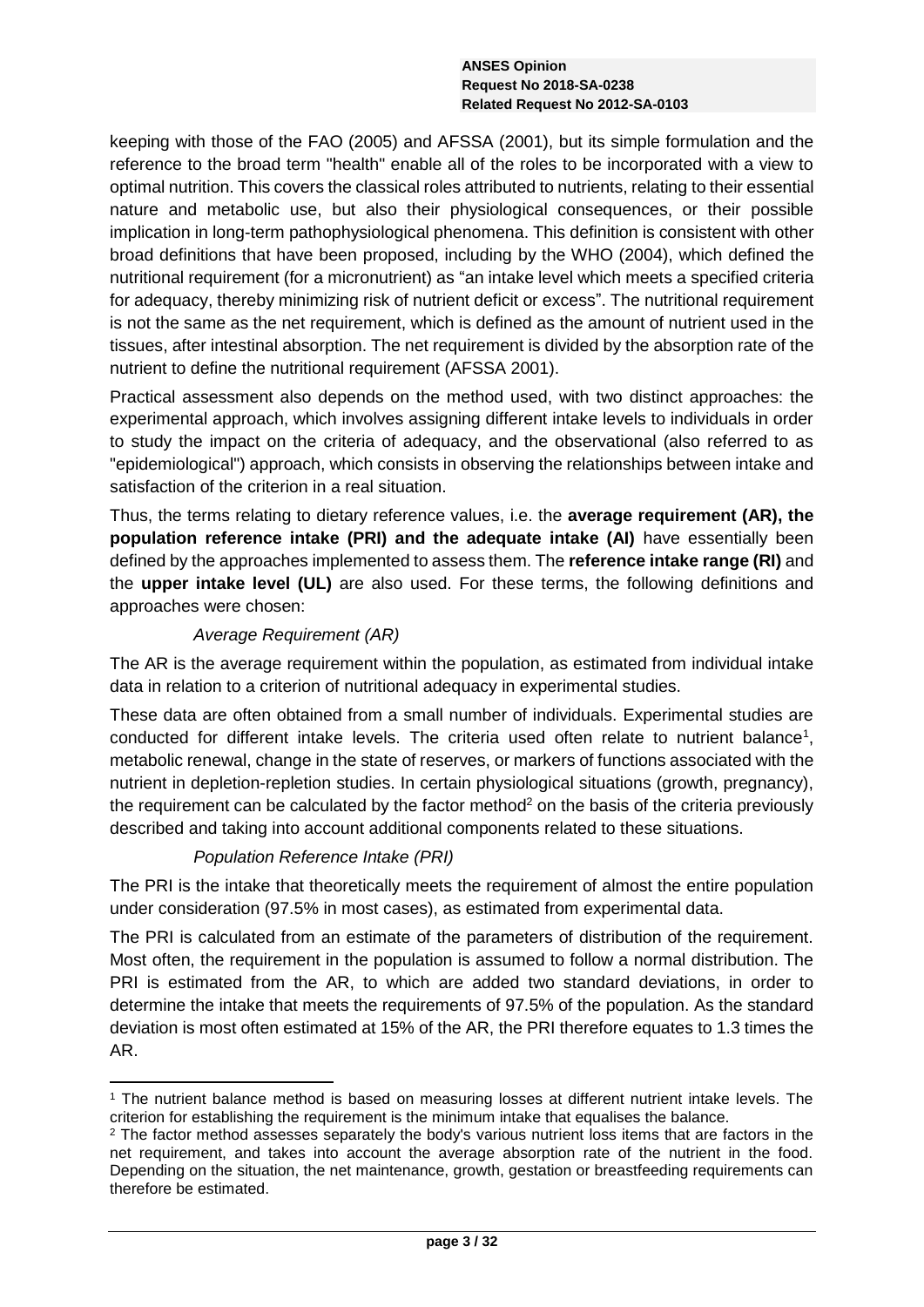keeping with those of the FAO (2005) and AFSSA (2001), but its simple formulation and the reference to the broad term "health" enable all of the roles to be incorporated with a view to optimal nutrition. This covers the classical roles attributed to nutrients, relating to their essential nature and metabolic use, but also their physiological consequences, or their possible implication in long-term pathophysiological phenomena. This definition is consistent with other broad definitions that have been proposed, including by the WHO (2004), which defined the nutritional requirement (for a micronutrient) as "an intake level which meets a specified criteria for adequacy, thereby minimizing risk of nutrient deficit or excess". The nutritional requirement is not the same as the net requirement, which is defined as the amount of nutrient used in the tissues, after intestinal absorption. The net requirement is divided by the absorption rate of the nutrient to define the nutritional requirement (AFSSA 2001).

Practical assessment also depends on the method used, with two distinct approaches: the experimental approach, which involves assigning different intake levels to individuals in order to study the impact on the criteria of adequacy, and the observational (also referred to as "epidemiological") approach, which consists in observing the relationships between intake and satisfaction of the criterion in a real situation.

Thus, the terms relating to dietary reference values, i.e. the **average requirement (AR), the population reference intake (PRI) and the adequate intake (AI)** have essentially been defined by the approaches implemented to assess them. The **reference intake range (RI)** and the **upper intake level (UL)** are also used. For these terms, the following definitions and approaches were chosen:

*Average Requirement (AR)*

The AR is the average requirement within the population, as estimated from individual intake data in relation to a criterion of nutritional adequacy in experimental studies.

These data are often obtained from a small number of individuals. Experimental studies are conducted for different intake levels. The criteria used often relate to nutrient balance[1], metabolic renewal, change in the state of reserves, or markers of functions associated with the nutrient in depletion-repletion studies. In certain physiological situations (growth, pregnancy), the requirement can be calculated by the factor method[2] on the basis of the criteria previously described and taking into account additional components related to these situations.

*Population Reference Intake (PRI)*

The PRI is the intake that theoretically meets the requirement of almost the entire population under consideration (97.5% in most cases), as estimated from experimental data.

The PRI is calculated from an estimate of the parameters of distribution of the requirement. Most often, the requirement in the population is assumed to follow a normal distribution. The PRI is estimated from the AR, to which are added two standard deviations, in order to determine the intake that meets the requirements of 97.5% of the population. As the standard deviation is most often estimated at 15% of the AR, the PRI therefore equates to 1.3 times the AR.

---

[1] The nutrient balance method is based on measuring losses at different nutrient intake levels. The criterion for establishing the requirement is the minimum intake that equalises the balance.

[2] The factor method assesses separately the body's various nutrient loss items that are factors in the net requirement, and takes into account the average absorption rate of the nutrient in the food. Depending on the situation, the net maintenance, growth, gestation or breastfeeding requirements can therefore be estimated.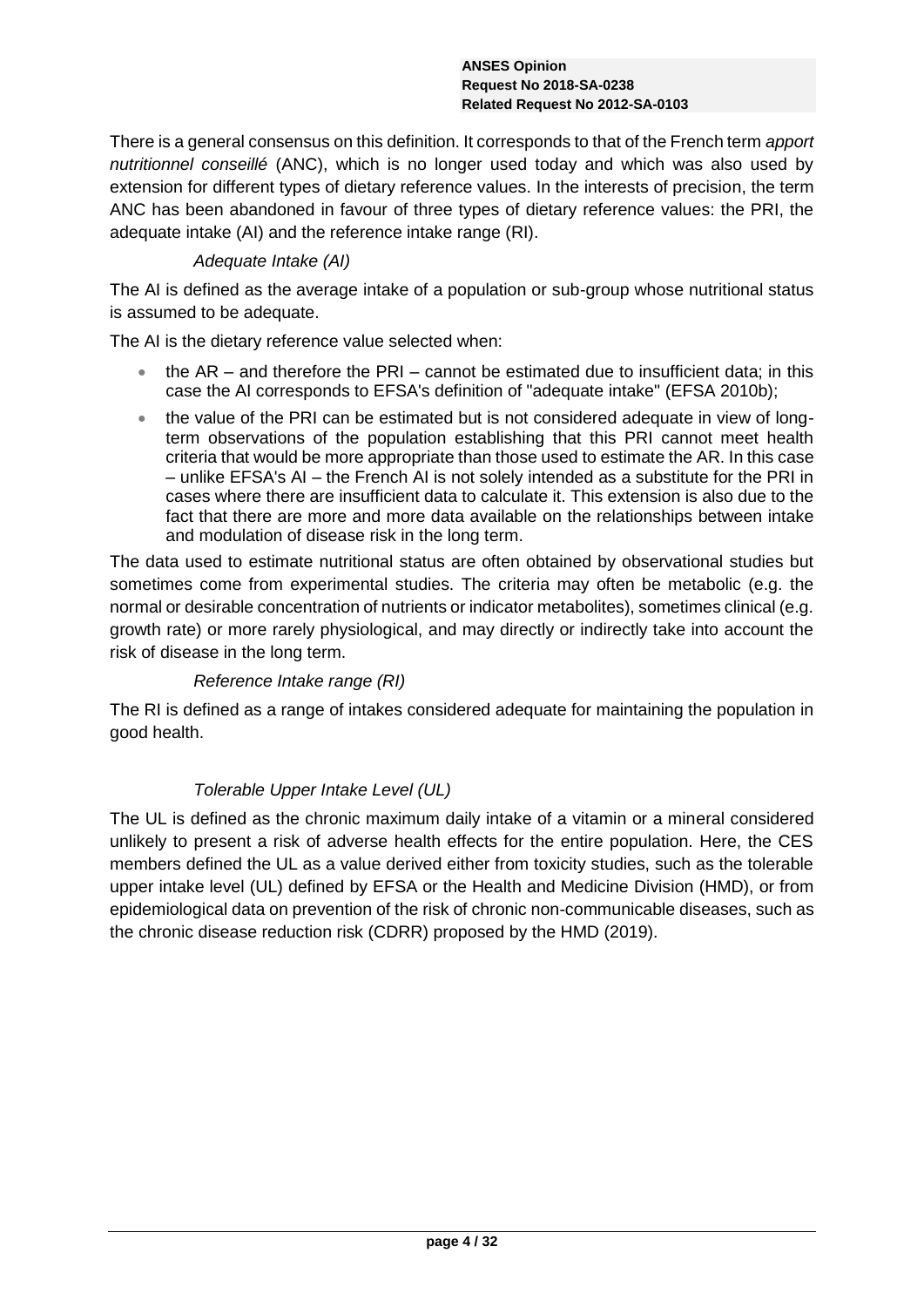There is a general consensus on this definition. It corresponds to that of the French term *apport nutritionnel conseillé* (ANC), which is no longer used today and which was also used by extension for different types of dietary reference values. In the interests of precision, the term ANC has been abandoned in favour of three types of dietary reference values: the PRI, the adequate intake (AI) and the reference intake range (RI).

*Adequate Intake (AI)*

The AI is defined as the average intake of a population or sub-group whose nutritional status is assumed to be adequate.

The AI is the dietary reference value selected when:

- the AR – and therefore the PRI – cannot be estimated due to insufficient data; in this case the AI corresponds to EFSA's definition of "adequate intake" (EFSA 2010b);
- the value of the PRI can be estimated but is not considered adequate in view of long-term observations of the population establishing that this PRI cannot meet health criteria that would be more appropriate than those used to estimate the AR. In this case – unlike EFSA's AI – the French AI is not solely intended as a substitute for the PRI in cases where there are insufficient data to calculate it. This extension is also due to the fact that there are more and more data available on the relationships between intake and modulation of disease risk in the long term.

The data used to estimate nutritional status are often obtained by observational studies but sometimes come from experimental studies. The criteria may often be metabolic (e.g. the normal or desirable concentration of nutrients or indicator metabolites), sometimes clinical (e.g. growth rate) or more rarely physiological, and may directly or indirectly take into account the risk of disease in the long term.

*Reference Intake range (RI)*

The RI is defined as a range of intakes considered adequate for maintaining the population in good health.

*Tolerable Upper Intake Level (UL)*

The UL is defined as the chronic maximum daily intake of a vitamin or a mineral considered unlikely to present a risk of adverse health effects for the entire population. Here, the CES members defined the UL as a value derived either from toxicity studies, such as the tolerable upper intake level (UL) defined by EFSA or the Health and Medicine Division (HMD), or from epidemiological data on prevention of the risk of chronic non-communicable diseases, such as the chronic disease reduction risk (CDRR) proposed by the HMD (2019).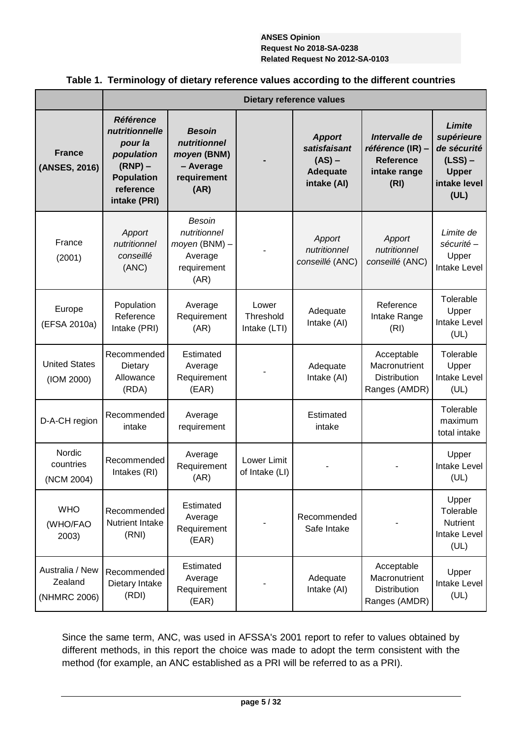**Table 1. Terminology of dietary reference values according to the different countries**

| | Dietary reference values | | | | | |
|---|---|---|---|---|---|---|
| **France (ANSES, 2016)** | ***Référence nutritionnelle pour la population* (RNP) – Population reference intake (PRI)** | ***Besoin nutritionnel moyen* (BNM) – Average requirement (AR)** | **-** | ***Apport satisfaisant* (AS) – Adequate intake (AI)** | ***Intervalle de référence* (IR) – Reference intake range (RI)** | ***Limite supérieure de sécurité* (LSS) – Upper intake level (UL)** |
| France (2001) | *Apport nutritionnel conseillé* (ANC) | *Besoin nutritionnel moyen* (BNM) – Average requirement (AR) | - | *Apport nutritionnel conseillé* (ANC) | *Apport nutritionnel conseillé* (ANC) | *Limite de sécurité* – Upper Intake Level |
| Europe (EFSA 2010a) | Population Reference Intake (PRI) | Average Requirement (AR) | Lower Threshold Intake (LTI) | Adequate Intake (AI) | Reference Intake Range (RI) | Tolerable Upper Intake Level (UL) |
| United States (IOM 2000) | Recommended Dietary Allowance (RDA) | Estimated Average Requirement (EAR) | - | Adequate Intake (AI) | Acceptable Macronutrient Distribution Ranges (AMDR) | Tolerable Upper Intake Level (UL) |
| D-A-CH region | Recommended intake | Average requirement | | Estimated intake | | Tolerable maximum total intake |
| Nordic countries (NCM 2004) | Recommended Intakes (RI) | Average Requirement (AR) | Lower Limit of Intake (LI) | - | - | Upper Intake Level (UL) |
| WHO (WHO/FAO 2003) | Recommended Nutrient Intake (RNI) | Estimated Average Requirement (EAR) | - | Recommended Safe Intake | - | Upper Tolerable Nutrient Intake Level (UL) |
| Australia / New Zealand (NHMRC 2006) | Recommended Dietary Intake (RDI) | Estimated Average Requirement (EAR) | - | Adequate Intake (AI) | Acceptable Macronutrient Distribution Ranges (AMDR) | Upper Intake Level (UL) |

Since the same term, ANC, was used in AFSSA's 2001 report to refer to values obtained by different methods, in this report the choice was made to adopt the term consistent with the method (for example, an ANC established as a PRI will be referred to as a PRI).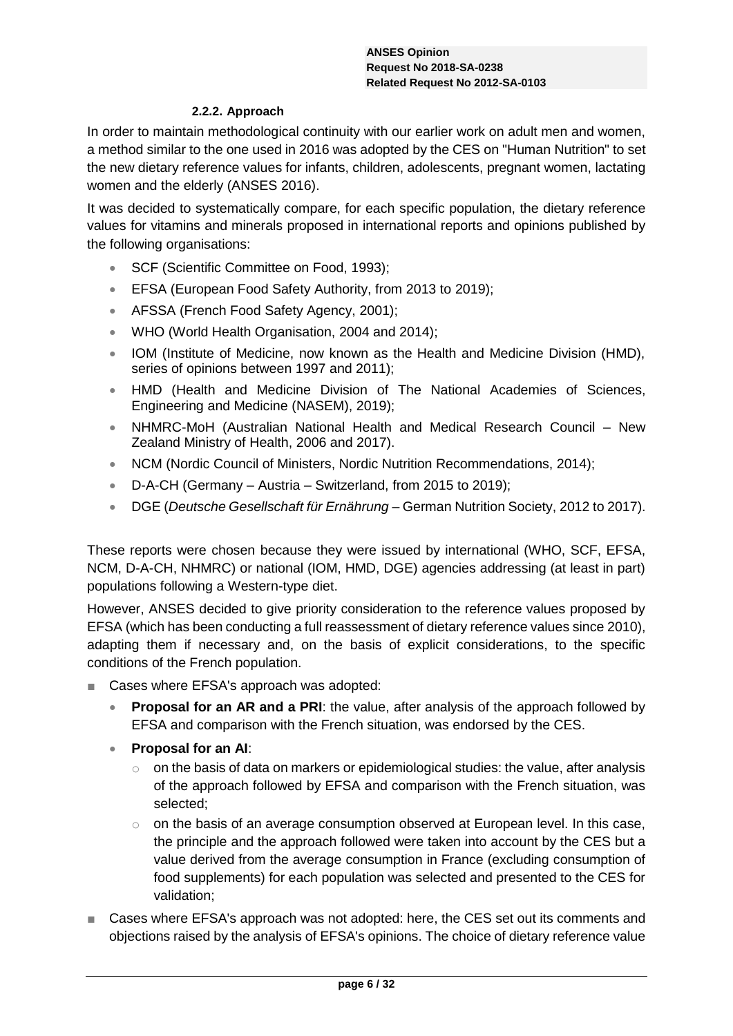#### 2.2.2. Approach

In order to maintain methodological continuity with our earlier work on adult men and women, a method similar to the one used in 2016 was adopted by the CES on "Human Nutrition" to set the new dietary reference values for infants, children, adolescents, pregnant women, lactating women and the elderly (ANSES 2016).

It was decided to systematically compare, for each specific population, the dietary reference values for vitamins and minerals proposed in international reports and opinions published by the following organisations:

- SCF (Scientific Committee on Food, 1993);
- EFSA (European Food Safety Authority, from 2013 to 2019);
- AFSSA (French Food Safety Agency, 2001);
- WHO (World Health Organisation, 2004 and 2014);
- IOM (Institute of Medicine, now known as the Health and Medicine Division (HMD), series of opinions between 1997 and 2011);
- HMD (Health and Medicine Division of The National Academies of Sciences, Engineering and Medicine (NASEM), 2019);
- NHMRC-MoH (Australian National Health and Medical Research Council – New Zealand Ministry of Health, 2006 and 2017).
- NCM (Nordic Council of Ministers, Nordic Nutrition Recommendations, 2014);
- D-A-CH (Germany – Austria – Switzerland, from 2015 to 2019);
- DGE (*Deutsche Gesellschaft für Ernährung* – German Nutrition Society, 2012 to 2017).

These reports were chosen because they were issued by international (WHO, SCF, EFSA, NCM, D-A-CH, NHMRC) or national (IOM, HMD, DGE) agencies addressing (at least in part) populations following a Western-type diet.

However, ANSES decided to give priority consideration to the reference values proposed by EFSA (which has been conducting a full reassessment of dietary reference values since 2010), adapting them if necessary and, on the basis of explicit considerations, to the specific conditions of the French population.

- Cases where EFSA's approach was adopted:
  - **Proposal for an AR and a PRI**: the value, after analysis of the approach followed by EFSA and comparison with the French situation, was endorsed by the CES.
  - **Proposal for an AI**:
    - on the basis of data on markers or epidemiological studies: the value, after analysis of the approach followed by EFSA and comparison with the French situation, was selected;
    - on the basis of an average consumption observed at European level. In this case, the principle and the approach followed were taken into account by the CES but a value derived from the average consumption in France (excluding consumption of food supplements) for each population was selected and presented to the CES for validation;
- Cases where EFSA's approach was not adopted: here, the CES set out its comments and objections raised by the analysis of EFSA's opinions. The choice of dietary reference value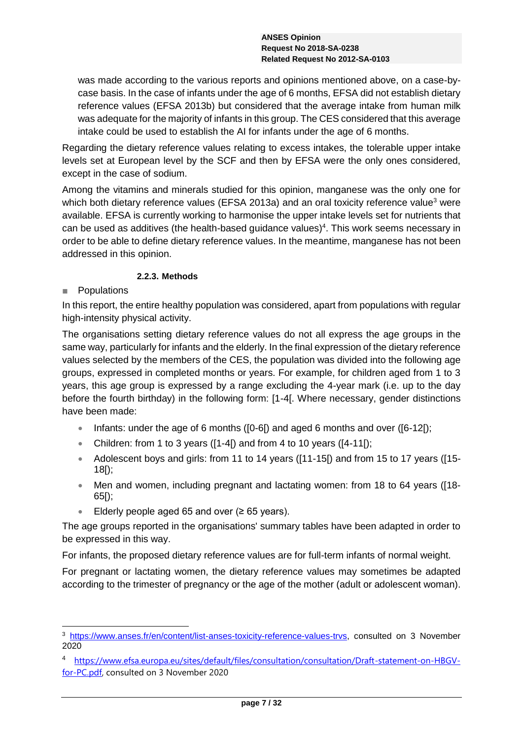was made according to the various reports and opinions mentioned above, on a case-by-case basis. In the case of infants under the age of 6 months, EFSA did not establish dietary reference values (EFSA 2013b) but considered that the average intake from human milk was adequate for the majority of infants in this group. The CES considered that this average intake could be used to establish the AI for infants under the age of 6 months.

Regarding the dietary reference values relating to excess intakes, the tolerable upper intake levels set at European level by the SCF and then by EFSA were the only ones considered, except in the case of sodium.

Among the vitamins and minerals studied for this opinion, manganese was the only one for which both dietary reference values (EFSA 2013a) and an oral toxicity reference value[3] were available. EFSA is currently working to harmonise the upper intake levels set for nutrients that can be used as additives (the health-based guidance values)[4]. This work seems necessary in order to be able to define dietary reference values. In the meantime, manganese has not been addressed in this opinion.

#### 2.2.3. Methods

- Populations

In this report, the entire healthy population was considered, apart from populations with regular high-intensity physical activity.

The organisations setting dietary reference values do not all express the age groups in the same way, particularly for infants and the elderly. In the final expression of the dietary reference values selected by the members of the CES, the population was divided into the following age groups, expressed in completed months or years. For example, for children aged from 1 to 3 years, this age group is expressed by a range excluding the 4-year mark (i.e. up to the day before the fourth birthday) in the following form: [1-4[. Where necessary, gender distinctions have been made:

- Infants: under the age of 6 months ([0-6[) and aged 6 months and over ([6-12[);
- Children: from 1 to 3 years ([1-4[) and from 4 to 10 years ([4-11[);
- Adolescent boys and girls: from 11 to 14 years ([11-15[) and from 15 to 17 years ([15-18[);
- Men and women, including pregnant and lactating women: from 18 to 64 years ([18-65[);
- Elderly people aged 65 and over (≥ 65 years).

The age groups reported in the organisations' summary tables have been adapted in order to be expressed in this way.

For infants, the proposed dietary reference values are for full-term infants of normal weight.

For pregnant or lactating women, the dietary reference values may sometimes be adapted according to the trimester of pregnancy or the age of the mother (adult or adolescent woman).

---

[3] https://www.anses.fr/en/content/list-anses-toxicity-reference-values-trvs, consulted on 3 November 2020

[4] https://www.efsa.europa.eu/sites/default/files/consultation/consultation/Draft-statement-on-HBGV-for-PC.pdf, consulted on 3 November 2020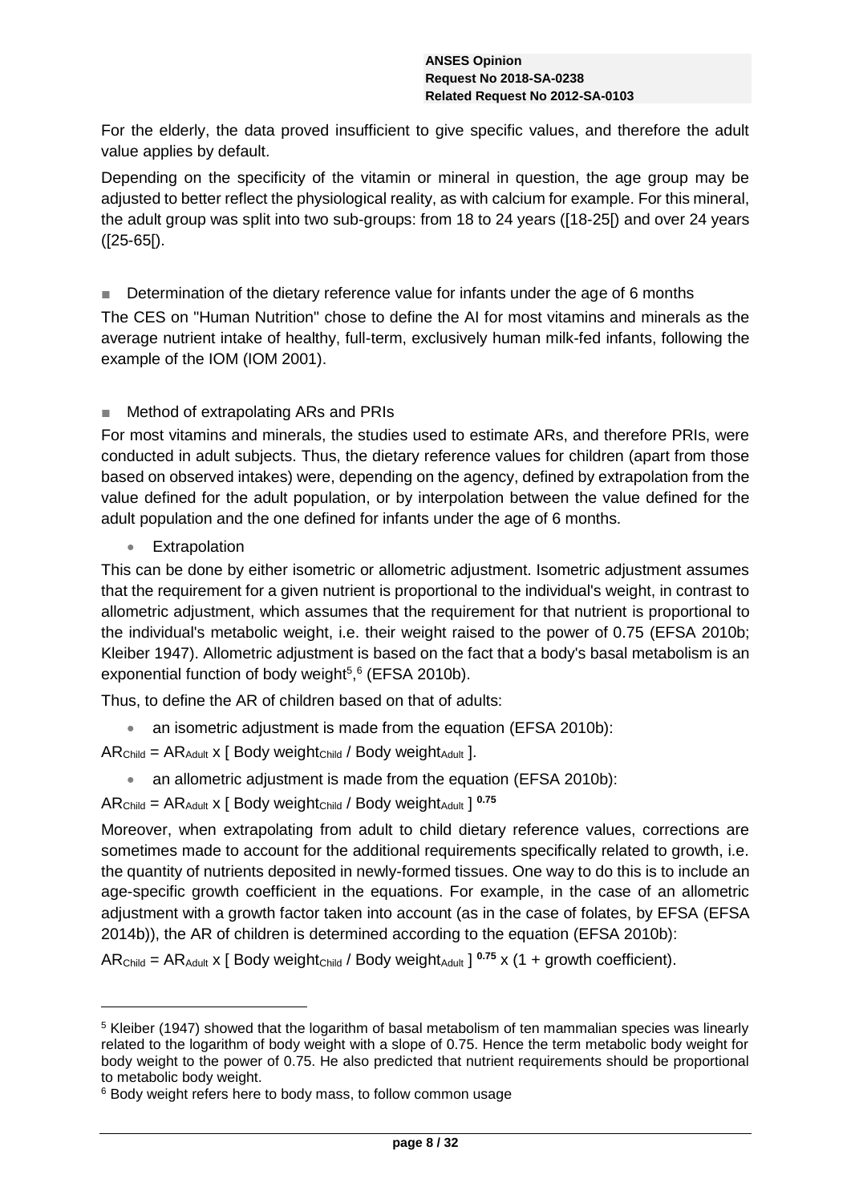For the elderly, the data proved insufficient to give specific values, and therefore the adult value applies by default.

Depending on the specificity of the vitamin or mineral in question, the age group may be adjusted to better reflect the physiological reality, as with calcium for example. For this mineral, the adult group was split into two sub-groups: from 18 to 24 years ([18-25[) and over 24 years ([25-65[).

■ Determination of the dietary reference value for infants under the age of 6 months

The CES on "Human Nutrition" chose to define the AI for most vitamins and minerals as the average nutrient intake of healthy, full-term, exclusively human milk-fed infants, following the example of the IOM (IOM 2001).

■ Method of extrapolating ARs and PRIs

For most vitamins and minerals, the studies used to estimate ARs, and therefore PRIs, were conducted in adult subjects. Thus, the dietary reference values for children (apart from those based on observed intakes) were, depending on the agency, defined by extrapolation from the value defined for the adult population, or by interpolation between the value defined for the adult population and the one defined for infants under the age of 6 months.

- Extrapolation

This can be done by either isometric or allometric adjustment. Isometric adjustment assumes that the requirement for a given nutrient is proportional to the individual's weight, in contrast to allometric adjustment, which assumes that the requirement for that nutrient is proportional to the individual's metabolic weight, i.e. their weight raised to the power of 0.75 (EFSA 2010b; Kleiber 1947). Allometric adjustment is based on the fact that a body's basal metabolism is an exponential function of body weight[5],[6] (EFSA 2010b).

Thus, to define the AR of children based on that of adults:

- an isometric adjustment is made from the equation (EFSA 2010b):

$AR_{Child} = AR_{Adult} \times [\text{ Body weight}_{Child} / \text{Body weight}_{Adult} ]$.

- an allometric adjustment is made from the equation (EFSA 2010b):

$AR_{Child} = AR_{Adult} \times [\text{ Body weight}_{Child} / \text{Body weight}_{Adult} ]^{0.75}$

Moreover, when extrapolating from adult to child dietary reference values, corrections are sometimes made to account for the additional requirements specifically related to growth, i.e. the quantity of nutrients deposited in newly-formed tissues. One way to do this is to include an age-specific growth coefficient in the equations. For example, in the case of an allometric adjustment with a growth factor taken into account (as in the case of folates, by EFSA (EFSA 2014b)), the AR of children is determined according to the equation (EFSA 2010b):

$AR_{Child} = AR_{Adult} \times [\text{ Body weight}_{Child} / \text{Body weight}_{Adult} ]^{0.75} \times (1 + \text{growth coefficient})$.

[5] Kleiber (1947) showed that the logarithm of basal metabolism of ten mammalian species was linearly related to the logarithm of body weight with a slope of 0.75. Hence the term metabolic body weight for body weight to the power of 0.75. He also predicted that nutrient requirements should be proportional to metabolic body weight.

[6] Body weight refers here to body mass, to follow common usage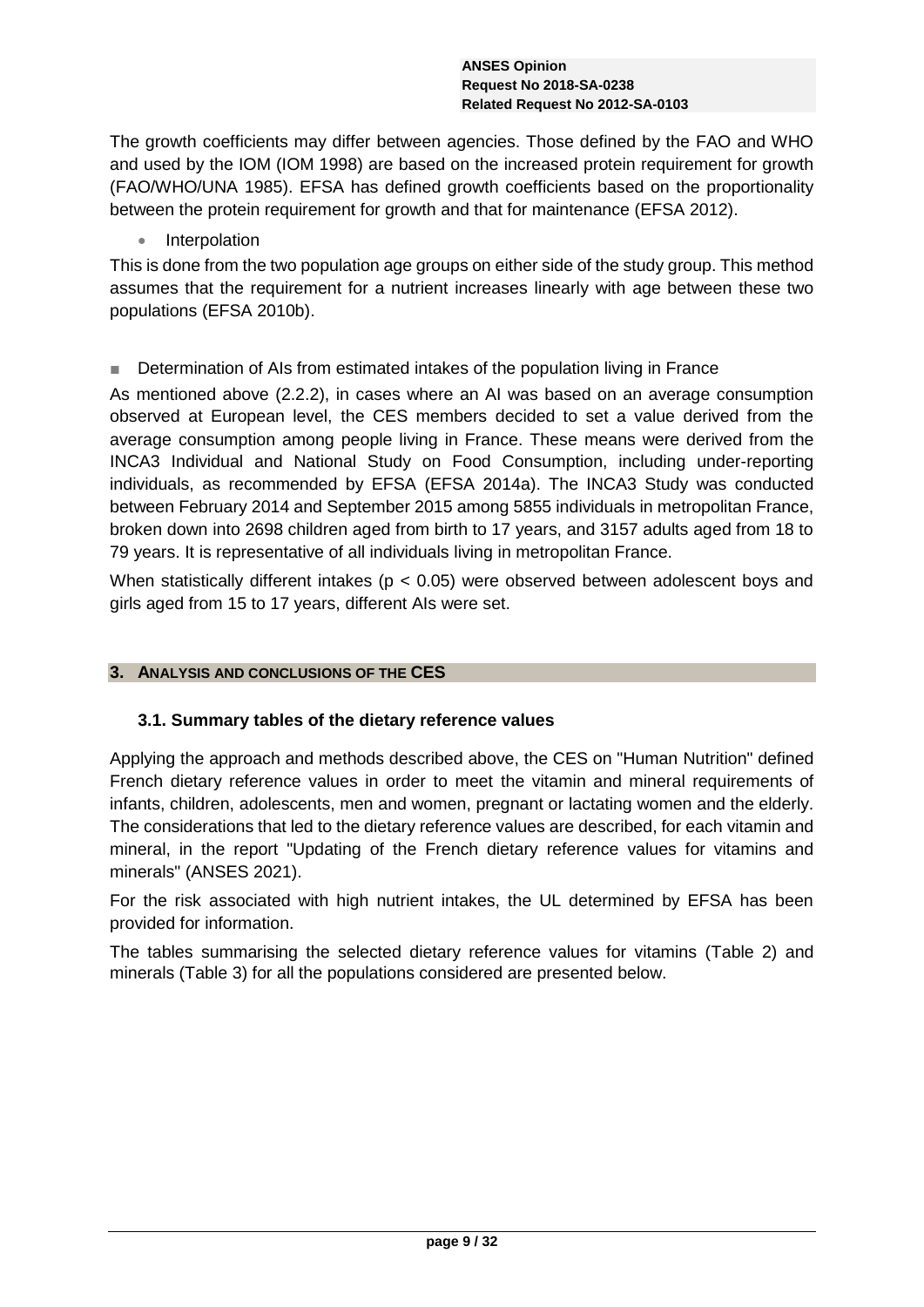The growth coefficients may differ between agencies. Those defined by the FAO and WHO and used by the IOM (IOM 1998) are based on the increased protein requirement for growth (FAO/WHO/UNA 1985). EFSA has defined growth coefficients based on the proportionality between the protein requirement for growth and that for maintenance (EFSA 2012).

- Interpolation

This is done from the two population age groups on either side of the study group. This method assumes that the requirement for a nutrient increases linearly with age between these two populations (EFSA 2010b).

- Determination of AIs from estimated intakes of the population living in France

As mentioned above (2.2.2), in cases where an AI was based on an average consumption observed at European level, the CES members decided to set a value derived from the average consumption among people living in France. These means were derived from the INCA3 Individual and National Study on Food Consumption, including under-reporting individuals, as recommended by EFSA (EFSA 2014a). The INCA3 Study was conducted between February 2014 and September 2015 among 5855 individuals in metropolitan France, broken down into 2698 children aged from birth to 17 years, and 3157 adults aged from 18 to 79 years. It is representative of all individuals living in metropolitan France.

When statistically different intakes ($p < 0.05$) were observed between adolescent boys and girls aged from 15 to 17 years, different AIs were set.

## 3. Analysis and conclusions of the CES

### 3.1. Summary tables of the dietary reference values

Applying the approach and methods described above, the CES on "Human Nutrition" defined French dietary reference values in order to meet the vitamin and mineral requirements of infants, children, adolescents, men and women, pregnant or lactating women and the elderly. The considerations that led to the dietary reference values are described, for each vitamin and mineral, in the report "Updating of the French dietary reference values for vitamins and minerals" (ANSES 2021).

For the risk associated with high nutrient intakes, the UL determined by EFSA has been provided for information.

The tables summarising the selected dietary reference values for vitamins (Table 2) and minerals (Table 3) for all the populations considered are presented below.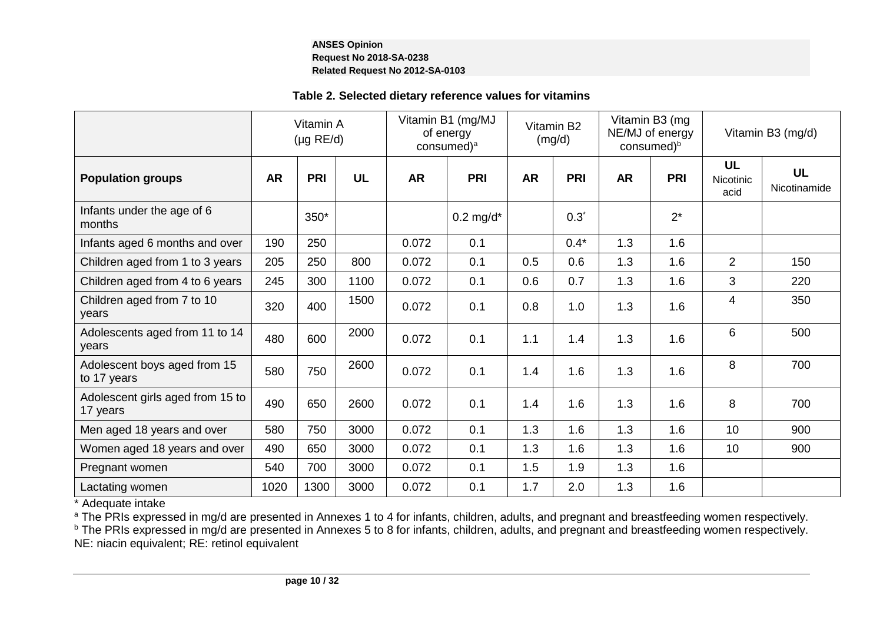**Table 2. Selected dietary reference values for vitamins**

| | Vitamin A (µg RE/d) | | | Vitamin B1 (mg/MJ of energy consumed)[a] | | Vitamin B2 (mg/d) | | Vitamin B3 (mg NE/MJ of energy consumed)[b] | | Vitamin B3 (mg/d) | |
|---|---|---|---|---|---|---|---|---|---|---|---|
| **Population groups** | **AR** | **PRI** | **UL** | **AR** | **PRI** | **AR** | **PRI** | **AR** | **PRI** | **UL** Nicotinic acid | **UL** Nicotinamide |
| Infants under the age of 6 months | | 350* | | | 0.2 mg/d* | | 0.3* | | 2* | | |
| Infants aged 6 months and over | 190 | 250 | | 0.072 | 0.1 | | 0.4* | 1.3 | 1.6 | | |
| Children aged from 1 to 3 years | 205 | 250 | 800 | 0.072 | 0.1 | 0.5 | 0.6 | 1.3 | 1.6 | 2 | 150 |
| Children aged from 4 to 6 years | 245 | 300 | 1100 | 0.072 | 0.1 | 0.6 | 0.7 | 1.3 | 1.6 | 3 | 220 |
| Children aged from 7 to 10 years | 320 | 400 | 1500 | 0.072 | 0.1 | 0.8 | 1.0 | 1.3 | 1.6 | 4 | 350 |
| Adolescents aged from 11 to 14 years | 480 | 600 | 2000 | 0.072 | 0.1 | 1.1 | 1.4 | 1.3 | 1.6 | 6 | 500 |
| Adolescent boys aged from 15 to 17 years | 580 | 750 | 2600 | 0.072 | 0.1 | 1.4 | 1.6 | 1.3 | 1.6 | 8 | 700 |
| Adolescent girls aged from 15 to 17 years | 490 | 650 | 2600 | 0.072 | 0.1 | 1.4 | 1.6 | 1.3 | 1.6 | 8 | 700 |
| Men aged 18 years and over | 580 | 750 | 3000 | 0.072 | 0.1 | 1.3 | 1.6 | 1.3 | 1.6 | 10 | 900 |
| Women aged 18 years and over | 490 | 650 | 3000 | 0.072 | 0.1 | 1.3 | 1.6 | 1.3 | 1.6 | 10 | 900 |
| Pregnant women | 540 | 700 | 3000 | 0.072 | 0.1 | 1.5 | 1.9 | 1.3 | 1.6 | | |
| Lactating women | 1020 | 1300 | 3000 | 0.072 | 0.1 | 1.7 | 2.0 | 1.3 | 1.6 | | |

\* Adequate intake

[a] The PRIs expressed in mg/d are presented in Annexes 1 to 4 for infants, children, adults, and pregnant and breastfeeding women respectively.

[b] The PRIs expressed in mg/d are presented in Annexes 5 to 8 for infants, children, adults, and pregnant and breastfeeding women respectively.

NE: niacin equivalent; RE: retinol equivalent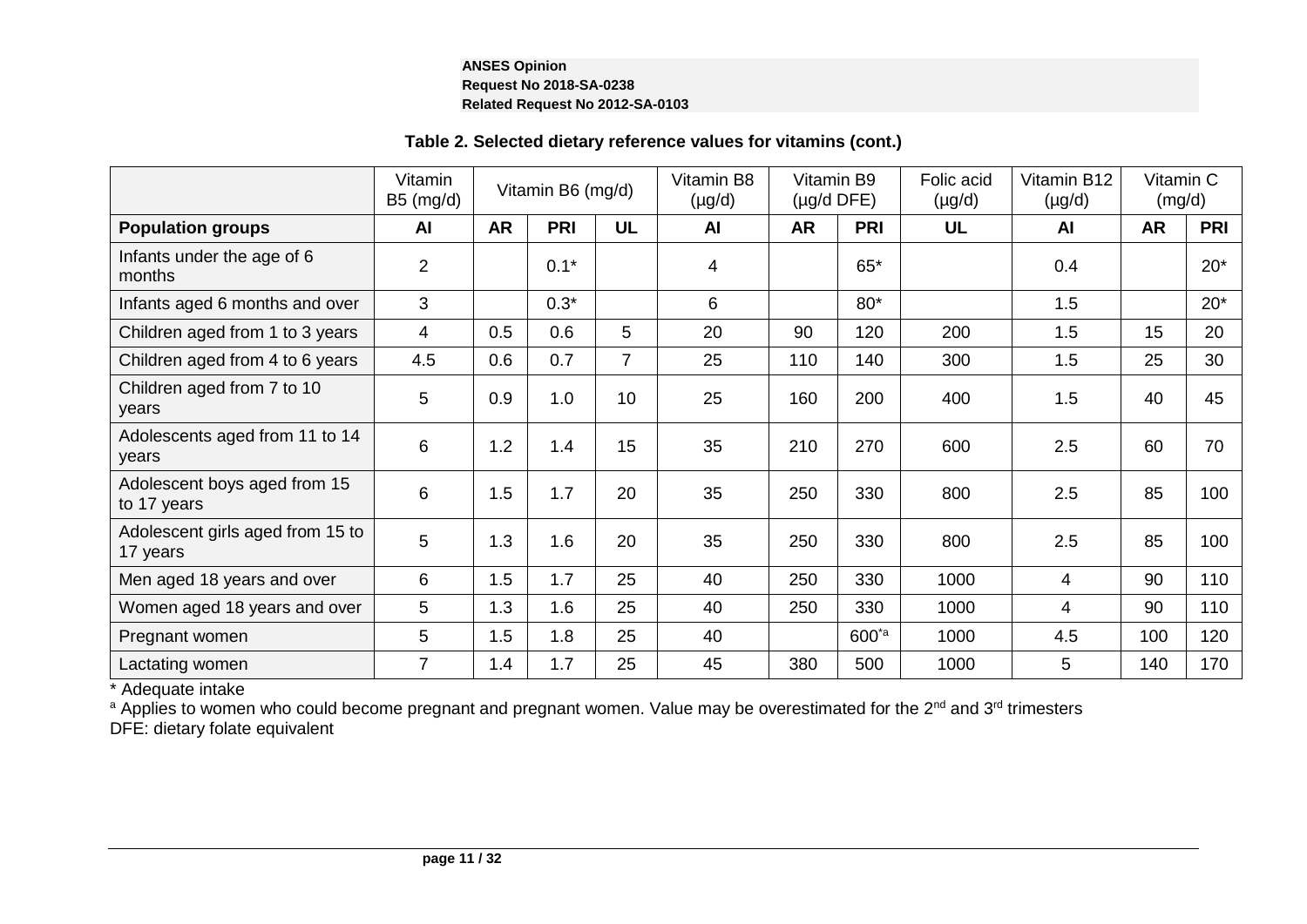**Table 2. Selected dietary reference values for vitamins (cont.)**

| | Vitamin B5 (mg/d) | Vitamin B6 (mg/d) | | | Vitamin B8 (µg/d) | Vitamin B9 (µg/d DFE) | | Folic acid (µg/d) | Vitamin B12 (µg/d) | Vitamin C (mg/d) | |
|---|---|---|---|---|---|---|---|---|---|---|---|
| **Population groups** | **AI** | **AR** | **PRI** | **UL** | **AI** | **AR** | **PRI** | **UL** | **AI** | **AR** | **PRI** |
| Infants under the age of 6 months | 2 | | 0.1* | | 4 | | 65* | | 0.4 | | 20* |
| Infants aged 6 months and over | 3 | | 0.3* | | 6 | | 80* | | 1.5 | | 20* |
| Children aged from 1 to 3 years | 4 | 0.5 | 0.6 | 5 | 20 | 90 | 120 | 200 | 1.5 | 15 | 20 |
| Children aged from 4 to 6 years | 4.5 | 0.6 | 0.7 | 7 | 25 | 110 | 140 | 300 | 1.5 | 25 | 30 |
| Children aged from 7 to 10 years | 5 | 0.9 | 1.0 | 10 | 25 | 160 | 200 | 400 | 1.5 | 40 | 45 |
| Adolescents aged from 11 to 14 years | 6 | 1.2 | 1.4 | 15 | 35 | 210 | 270 | 600 | 2.5 | 60 | 70 |
| Adolescent boys aged from 15 to 17 years | 6 | 1.5 | 1.7 | 20 | 35 | 250 | 330 | 800 | 2.5 | 85 | 100 |
| Adolescent girls aged from 15 to 17 years | 5 | 1.3 | 1.6 | 20 | 35 | 250 | 330 | 800 | 2.5 | 85 | 100 |
| Men aged 18 years and over | 6 | 1.5 | 1.7 | 25 | 40 | 250 | 330 | 1000 | 4 | 90 | 110 |
| Women aged 18 years and over | 5 | 1.3 | 1.6 | 25 | 40 | 250 | 330 | 1000 | 4 | 90 | 110 |
| Pregnant women | 5 | 1.5 | 1.8 | 25 | 40 | | 600*[a] | 1000 | 4.5 | 100 | 120 |
| Lactating women | 7 | 1.4 | 1.7 | 25 | 45 | 380 | 500 | 1000 | 5 | 140 | 170 |

\* Adequate intake

[a] Applies to women who could become pregnant and pregnant women. Value may be overestimated for the 2nd and 3rd trimesters

DFE: dietary folate equivalent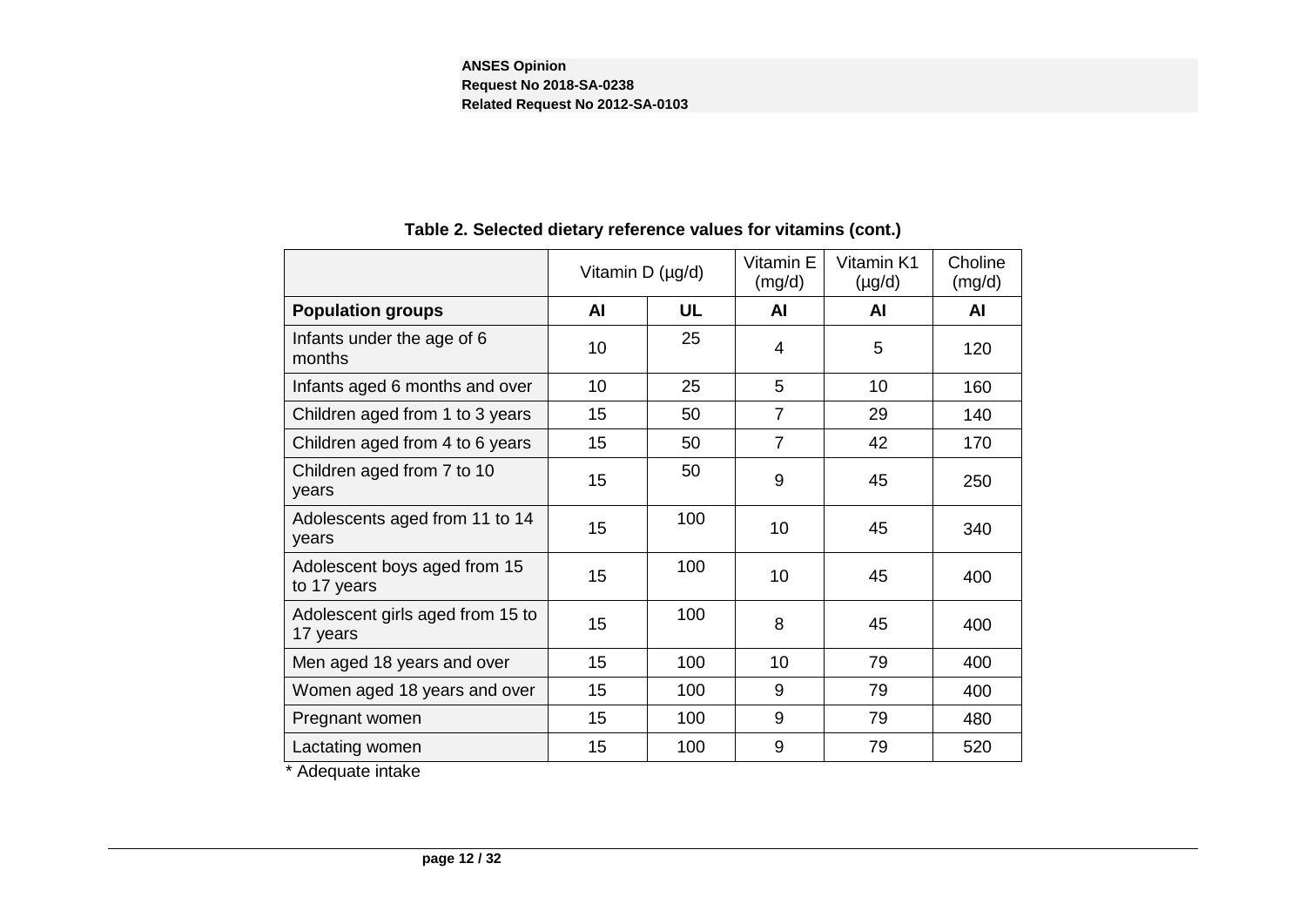**Table 2. Selected dietary reference values for vitamins (cont.)**

| | Vitamin D (µg/d) | | Vitamin E (mg/d) | Vitamin K1 (µg/d) | Choline (mg/d) |
|---|---|---|---|---|---|
| **Population groups** | **AI** | **UL** | **AI** | **AI** | **AI** |
| Infants under the age of 6 months | 10 | 25 | 4 | 5 | 120 |
| Infants aged 6 months and over | 10 | 25 | 5 | 10 | 160 |
| Children aged from 1 to 3 years | 15 | 50 | 7 | 29 | 140 |
| Children aged from 4 to 6 years | 15 | 50 | 7 | 42 | 170 |
| Children aged from 7 to 10 years | 15 | 50 | 9 | 45 | 250 |
| Adolescents aged from 11 to 14 years | 15 | 100 | 10 | 45 | 340 |
| Adolescent boys aged from 15 to 17 years | 15 | 100 | 10 | 45 | 400 |
| Adolescent girls aged from 15 to 17 years | 15 | 100 | 8 | 45 | 400 |
| Men aged 18 years and over | 15 | 100 | 10 | 79 | 400 |
| Women aged 18 years and over | 15 | 100 | 9 | 79 | 400 |
| Pregnant women | 15 | 100 | 9 | 79 | 480 |
| Lactating women | 15 | 100 | 9 | 79 | 520 |

* Adequate intake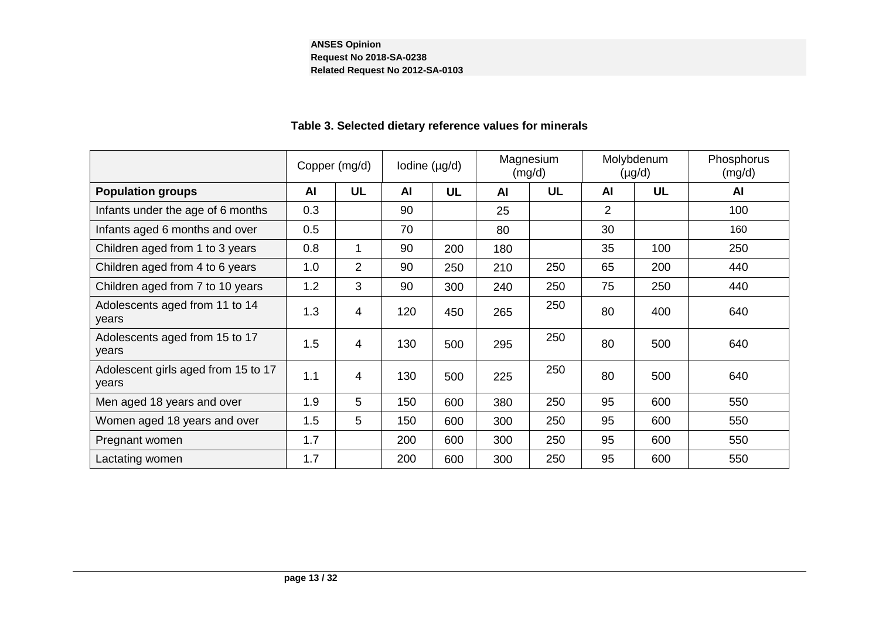**Table 3. Selected dietary reference values for minerals**

| | Copper (mg/d) | | Iodine (µg/d) | | Magnesium (mg/d) | | Molybdenum (µg/d) | | Phosphorus (mg/d) |
|---|---|---|---|---|---|---|---|---|---|
| **Population groups** | **AI** | **UL** | **AI** | **UL** | **AI** | **UL** | **AI** | **UL** | **AI** |
| Infants under the age of 6 months | 0.3 | | 90 | | 25 | | 2 | | 100 |
| Infants aged 6 months and over | 0.5 | | 70 | | 80 | | 30 | | 160 |
| Children aged from 1 to 3 years | 0.8 | 1 | 90 | 200 | 180 | | 35 | 100 | 250 |
| Children aged from 4 to 6 years | 1.0 | 2 | 90 | 250 | 210 | 250 | 65 | 200 | 440 |
| Children aged from 7 to 10 years | 1.2 | 3 | 90 | 300 | 240 | 250 | 75 | 250 | 440 |
| Adolescents aged from 11 to 14 years | 1.3 | 4 | 120 | 450 | 265 | 250 | 80 | 400 | 640 |
| Adolescents aged from 15 to 17 years | 1.5 | 4 | 130 | 500 | 295 | 250 | 80 | 500 | 640 |
| Adolescent girls aged from 15 to 17 years | 1.1 | 4 | 130 | 500 | 225 | 250 | 80 | 500 | 640 |
| Men aged 18 years and over | 1.9 | 5 | 150 | 600 | 380 | 250 | 95 | 600 | 550 |
| Women aged 18 years and over | 1.5 | 5 | 150 | 600 | 300 | 250 | 95 | 600 | 550 |
| Pregnant women | 1.7 | | 200 | 600 | 300 | 250 | 95 | 600 | 550 |
| Lactating women | 1.7 | | 200 | 600 | 300 | 250 | 95 | 600 | 550 |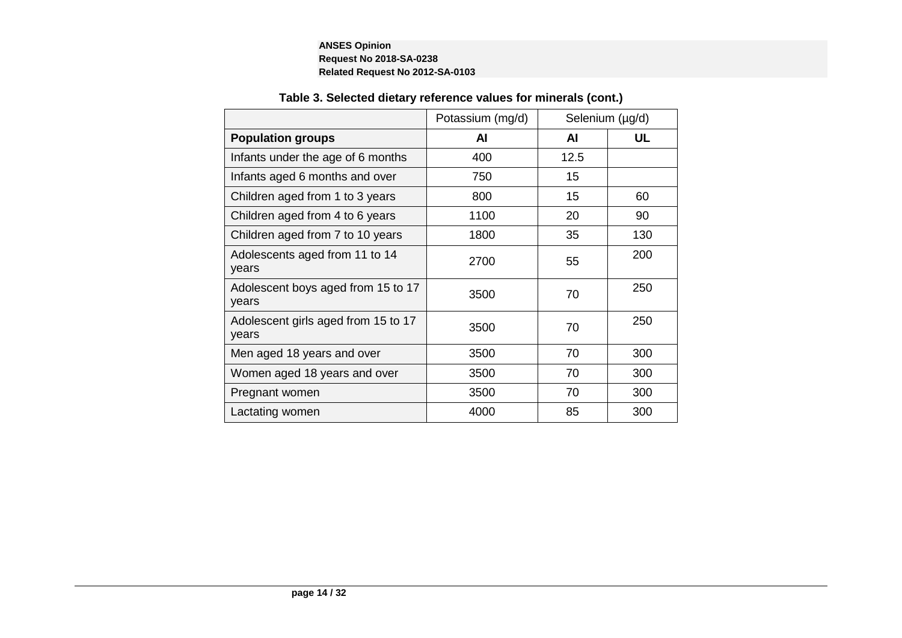**Table 3. Selected dietary reference values for minerals (cont.)**

| | Potassium (mg/d) | Selenium (µg/d) | |
|---|---|---|---|
| **Population groups** | **AI** | **AI** | **UL** |
| Infants under the age of 6 months | 400 | 12.5 | |
| Infants aged 6 months and over | 750 | 15 | |
| Children aged from 1 to 3 years | 800 | 15 | 60 |
| Children aged from 4 to 6 years | 1100 | 20 | 90 |
| Children aged from 7 to 10 years | 1800 | 35 | 130 |
| Adolescents aged from 11 to 14 years | 2700 | 55 | 200 |
| Adolescent boys aged from 15 to 17 years | 3500 | 70 | 250 |
| Adolescent girls aged from 15 to 17 years | 3500 | 70 | 250 |
| Men aged 18 years and over | 3500 | 70 | 300 |
| Women aged 18 years and over | 3500 | 70 | 300 |
| Pregnant women | 3500 | 70 | 300 |
| Lactating women | 4000 | 85 | 300 |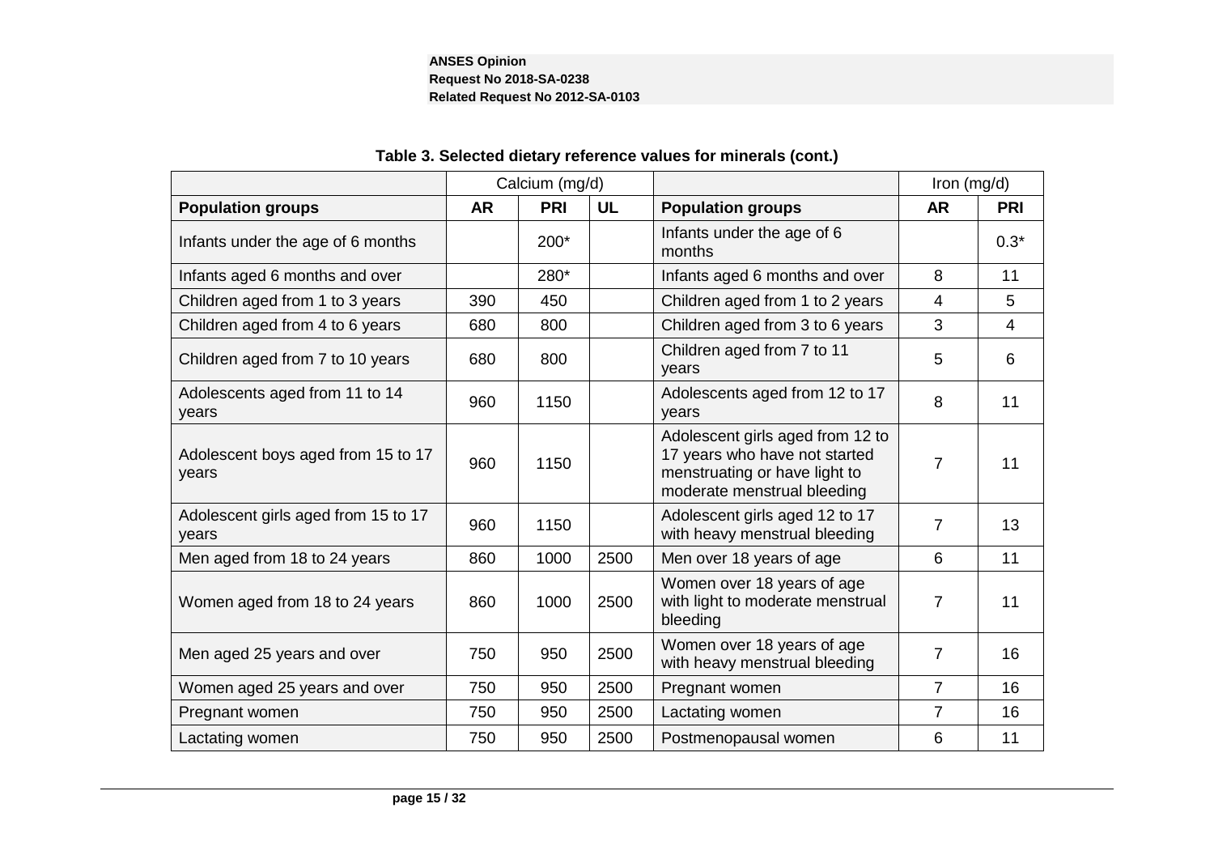**Table 3. Selected dietary reference values for minerals (cont.)**

| | Calcium (mg/d) | | | | Iron (mg/d) | |
|---|---|---|---|---|---|---|
| **Population groups** | **AR** | **PRI** | **UL** | **Population groups** | **AR** | **PRI** |
| Infants under the age of 6 months | | 200* | | Infants under the age of 6 months | | 0.3* |
| Infants aged 6 months and over | | 280* | | Infants aged 6 months and over | 8 | 11 |
| Children aged from 1 to 3 years | 390 | 450 | | Children aged from 1 to 2 years | 4 | 5 |
| Children aged from 4 to 6 years | 680 | 800 | | Children aged from 3 to 6 years | 3 | 4 |
| Children aged from 7 to 10 years | 680 | 800 | | Children aged from 7 to 11 years | 5 | 6 |
| Adolescents aged from 11 to 14 years | 960 | 1150 | | Adolescents aged from 12 to 17 years | 8 | 11 |
| Adolescent boys aged from 15 to 17 years | 960 | 1150 | | Adolescent girls aged from 12 to 17 years who have not started menstruating or have light to moderate menstrual bleeding | 7 | 11 |
| Adolescent girls aged from 15 to 17 years | 960 | 1150 | | Adolescent girls aged 12 to 17 with heavy menstrual bleeding | 7 | 13 |
| Men aged from 18 to 24 years | 860 | 1000 | 2500 | Men over 18 years of age | 6 | 11 |
| Women aged from 18 to 24 years | 860 | 1000 | 2500 | Women over 18 years of age with light to moderate menstrual bleeding | 7 | 11 |
| Men aged 25 years and over | 750 | 950 | 2500 | Women over 18 years of age with heavy menstrual bleeding | 7 | 16 |
| Women aged 25 years and over | 750 | 950 | 2500 | Pregnant women | 7 | 16 |
| Pregnant women | 750 | 950 | 2500 | Lactating women | 7 | 16 |
| Lactating women | 750 | 950 | 2500 | Postmenopausal women | 6 | 11 |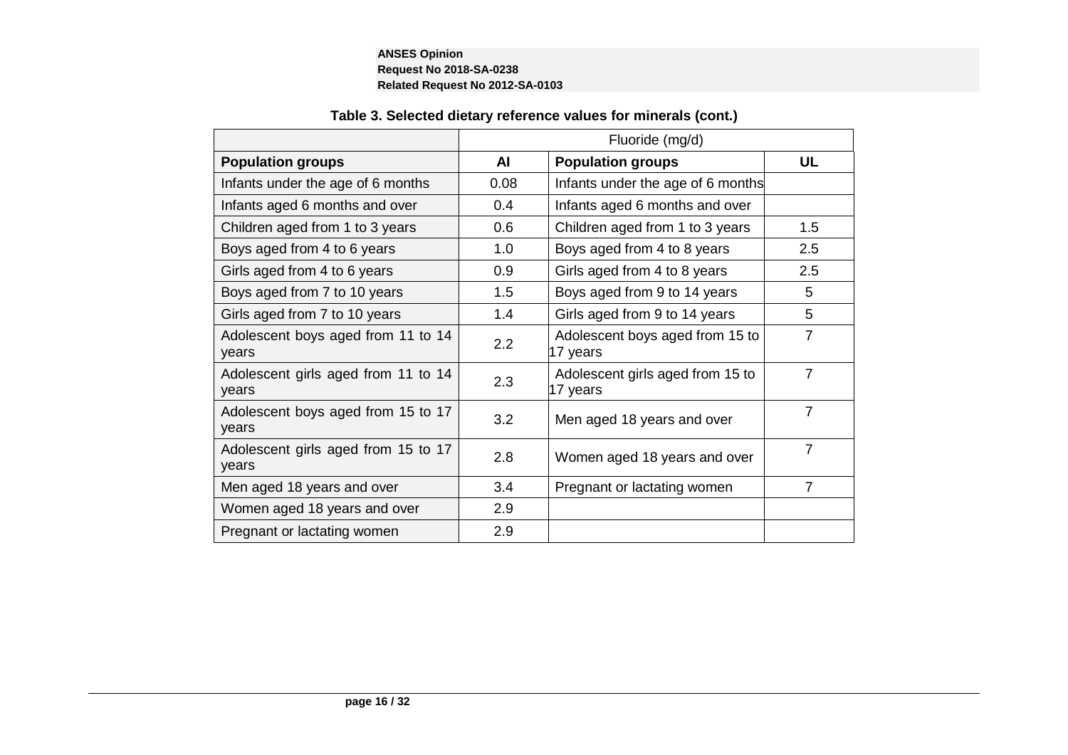**Table 3. Selected dietary reference values for minerals (cont.)**

| | Fluoride (mg/d) | | |
|---|---|---|---|
| **Population groups** | **AI** | **Population groups** | **UL** |
| Infants under the age of 6 months | 0.08 | Infants under the age of 6 months | |
| Infants aged 6 months and over | 0.4 | Infants aged 6 months and over | |
| Children aged from 1 to 3 years | 0.6 | Children aged from 1 to 3 years | 1.5 |
| Boys aged from 4 to 6 years | 1.0 | Boys aged from 4 to 8 years | 2.5 |
| Girls aged from 4 to 6 years | 0.9 | Girls aged from 4 to 8 years | 2.5 |
| Boys aged from 7 to 10 years | 1.5 | Boys aged from 9 to 14 years | 5 |
| Girls aged from 7 to 10 years | 1.4 | Girls aged from 9 to 14 years | 5 |
| Adolescent boys aged from 11 to 14 years | 2.2 | Adolescent boys aged from 15 to 17 years | 7 |
| Adolescent girls aged from 11 to 14 years | 2.3 | Adolescent girls aged from 15 to 17 years | 7 |
| Adolescent boys aged from 15 to 17 years | 3.2 | Men aged 18 years and over | 7 |
| Adolescent girls aged from 15 to 17 years | 2.8 | Women aged 18 years and over | 7 |
| Men aged 18 years and over | 3.4 | Pregnant or lactating women | 7 |
| Women aged 18 years and over | 2.9 | | |
| Pregnant or lactating women | 2.9 | | |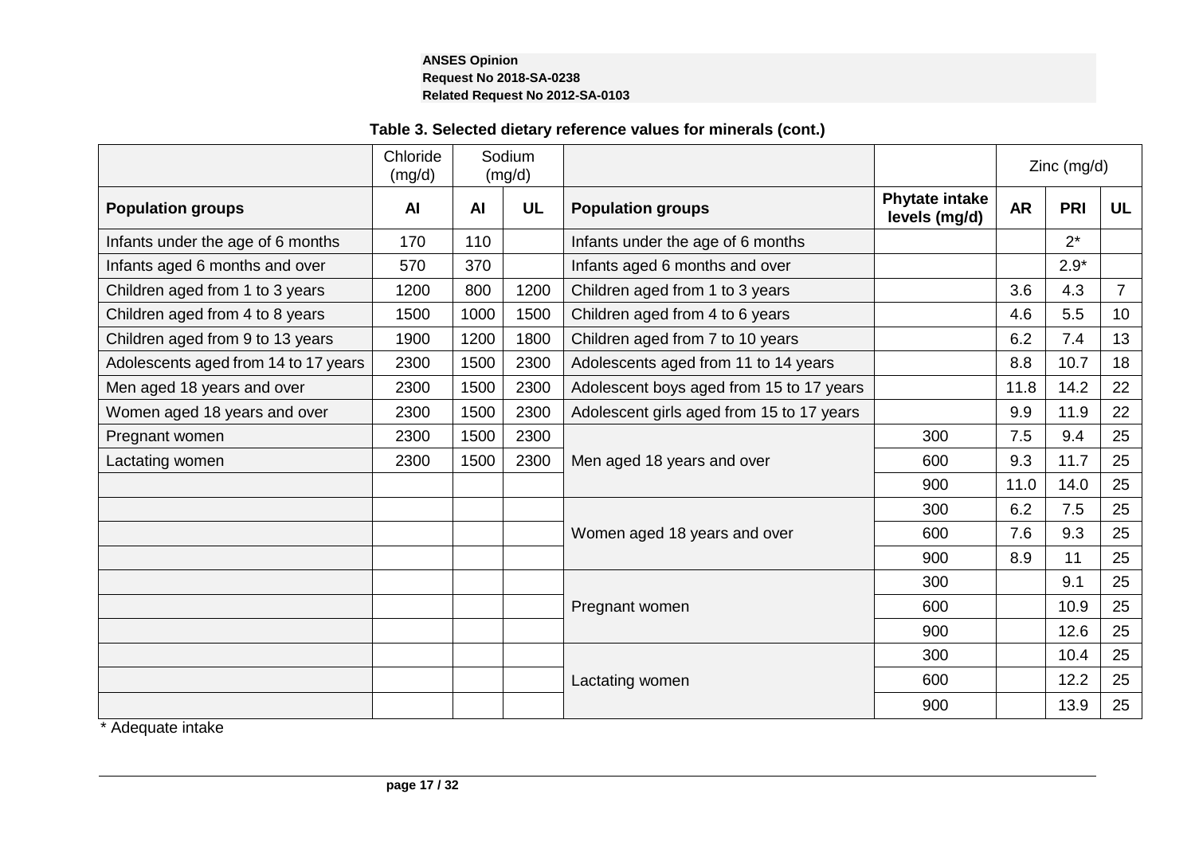**Table 3. Selected dietary reference values for minerals (cont.)**

| | Chloride (mg/d) | Sodium (mg/d) | | | | Zinc (mg/d) | | |
|---|---|---|---|---|---|---|---|---|
| **Population groups** | **AI** | **AI** | **UL** | **Population groups** | **Phytate intake levels (mg/d)** | **AR** | **PRI** | **UL** |
| Infants under the age of 6 months | 170 | 110 | | Infants under the age of 6 months | | | 2* | |
| Infants aged 6 months and over | 570 | 370 | | Infants aged 6 months and over | | | 2.9* | |
| Children aged from 1 to 3 years | 1200 | 800 | 1200 | Children aged from 1 to 3 years | | 3.6 | 4.3 | 7 |
| Children aged from 4 to 8 years | 1500 | 1000 | 1500 | Children aged from 4 to 6 years | | 4.6 | 5.5 | 10 |
| Children aged from 9 to 13 years | 1900 | 1200 | 1800 | Children aged from 7 to 10 years | | 6.2 | 7.4 | 13 |
| Adolescents aged from 14 to 17 years | 2300 | 1500 | 2300 | Adolescents aged from 11 to 14 years | | 8.8 | 10.7 | 18 |
| Men aged 18 years and over | 2300 | 1500 | 2300 | Adolescent boys aged from 15 to 17 years | | 11.8 | 14.2 | 22 |
| Women aged 18 years and over | 2300 | 1500 | 2300 | Adolescent girls aged from 15 to 17 years | | 9.9 | 11.9 | 22 |
| Pregnant women | 2300 | 1500 | 2300 | Men aged 18 years and over | 300 | 7.5 | 9.4 | 25 |
| Lactating women | 2300 | 1500 | 2300 | | 600 | 9.3 | 11.7 | 25 |
| | | | | | 900 | 11.0 | 14.0 | 25 |
| | | | | Women aged 18 years and over | 300 | 6.2 | 7.5 | 25 |
| | | | | | 600 | 7.6 | 9.3 | 25 |
| | | | | | 900 | 8.9 | 11 | 25 |
| | | | | Pregnant women | 300 | | 9.1 | 25 |
| | | | | | 600 | | 10.9 | 25 |
| | | | | | 900 | | 12.6 | 25 |
| | | | | Lactating women | 300 | | 10.4 | 25 |
| | | | | | 600 | | 12.2 | 25 |
| | | | | | 900 | | 13.9 | 25 |

\* Adequate intake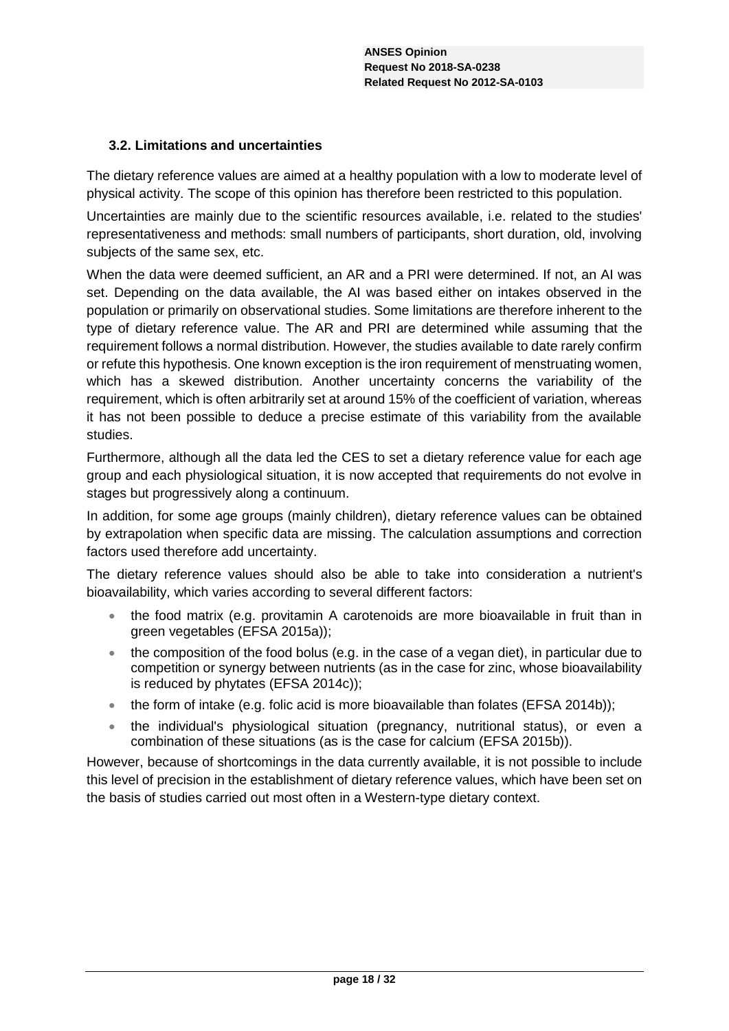### 3.2. Limitations and uncertainties

The dietary reference values are aimed at a healthy population with a low to moderate level of physical activity. The scope of this opinion has therefore been restricted to this population.

Uncertainties are mainly due to the scientific resources available, i.e. related to the studies' representativeness and methods: small numbers of participants, short duration, old, involving subjects of the same sex, etc.

When the data were deemed sufficient, an AR and a PRI were determined. If not, an AI was set. Depending on the data available, the AI was based either on intakes observed in the population or primarily on observational studies. Some limitations are therefore inherent to the type of dietary reference value. The AR and PRI are determined while assuming that the requirement follows a normal distribution. However, the studies available to date rarely confirm or refute this hypothesis. One known exception is the iron requirement of menstruating women, which has a skewed distribution. Another uncertainty concerns the variability of the requirement, which is often arbitrarily set at around 15% of the coefficient of variation, whereas it has not been possible to deduce a precise estimate of this variability from the available studies.

Furthermore, although all the data led the CES to set a dietary reference value for each age group and each physiological situation, it is now accepted that requirements do not evolve in stages but progressively along a continuum.

In addition, for some age groups (mainly children), dietary reference values can be obtained by extrapolation when specific data are missing. The calculation assumptions and correction factors used therefore add uncertainty.

The dietary reference values should also be able to take into consideration a nutrient's bioavailability, which varies according to several different factors:

- the food matrix (e.g. provitamin A carotenoids are more bioavailable in fruit than in green vegetables (EFSA 2015a));
- the composition of the food bolus (e.g. in the case of a vegan diet), in particular due to competition or synergy between nutrients (as in the case for zinc, whose bioavailability is reduced by phytates (EFSA 2014c));
- the form of intake (e.g. folic acid is more bioavailable than folates (EFSA 2014b));
- the individual's physiological situation (pregnancy, nutritional status), or even a combination of these situations (as is the case for calcium (EFSA 2015b)).

However, because of shortcomings in the data currently available, it is not possible to include this level of precision in the establishment of dietary reference values, which have been set on the basis of studies carried out most often in a Western-type dietary context.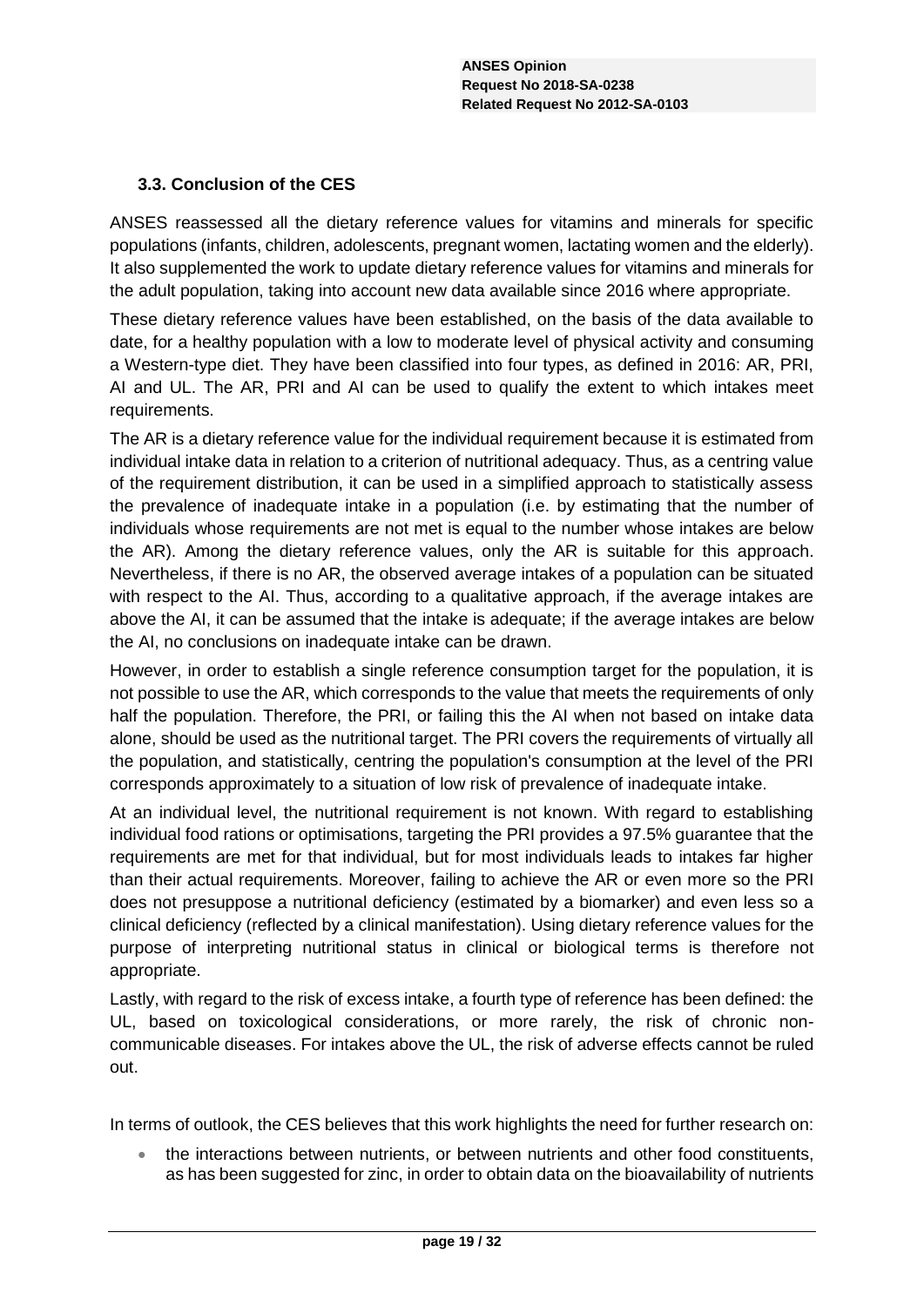### 3.3. Conclusion of the CES

ANSES reassessed all the dietary reference values for vitamins and minerals for specific populations (infants, children, adolescents, pregnant women, lactating women and the elderly). It also supplemented the work to update dietary reference values for vitamins and minerals for the adult population, taking into account new data available since 2016 where appropriate.

These dietary reference values have been established, on the basis of the data available to date, for a healthy population with a low to moderate level of physical activity and consuming a Western-type diet. They have been classified into four types, as defined in 2016: AR, PRI, AI and UL. The AR, PRI and AI can be used to qualify the extent to which intakes meet requirements.

The AR is a dietary reference value for the individual requirement because it is estimated from individual intake data in relation to a criterion of nutritional adequacy. Thus, as a centring value of the requirement distribution, it can be used in a simplified approach to statistically assess the prevalence of inadequate intake in a population (i.e. by estimating that the number of individuals whose requirements are not met is equal to the number whose intakes are below the AR). Among the dietary reference values, only the AR is suitable for this approach. Nevertheless, if there is no AR, the observed average intakes of a population can be situated with respect to the AI. Thus, according to a qualitative approach, if the average intakes are above the AI, it can be assumed that the intake is adequate; if the average intakes are below the AI, no conclusions on inadequate intake can be drawn.

However, in order to establish a single reference consumption target for the population, it is not possible to use the AR, which corresponds to the value that meets the requirements of only half the population. Therefore, the PRI, or failing this the AI when not based on intake data alone, should be used as the nutritional target. The PRI covers the requirements of virtually all the population, and statistically, centring the population's consumption at the level of the PRI corresponds approximately to a situation of low risk of prevalence of inadequate intake.

At an individual level, the nutritional requirement is not known. With regard to establishing individual food rations or optimisations, targeting the PRI provides a 97.5% guarantee that the requirements are met for that individual, but for most individuals leads to intakes far higher than their actual requirements. Moreover, failing to achieve the AR or even more so the PRI does not presuppose a nutritional deficiency (estimated by a biomarker) and even less so a clinical deficiency (reflected by a clinical manifestation). Using dietary reference values for the purpose of interpreting nutritional status in clinical or biological terms is therefore not appropriate.

Lastly, with regard to the risk of excess intake, a fourth type of reference has been defined: the UL, based on toxicological considerations, or more rarely, the risk of chronic non-communicable diseases. For intakes above the UL, the risk of adverse effects cannot be ruled out.

In terms of outlook, the CES believes that this work highlights the need for further research on:

- the interactions between nutrients, or between nutrients and other food constituents, as has been suggested for zinc, in order to obtain data on the bioavailability of nutrients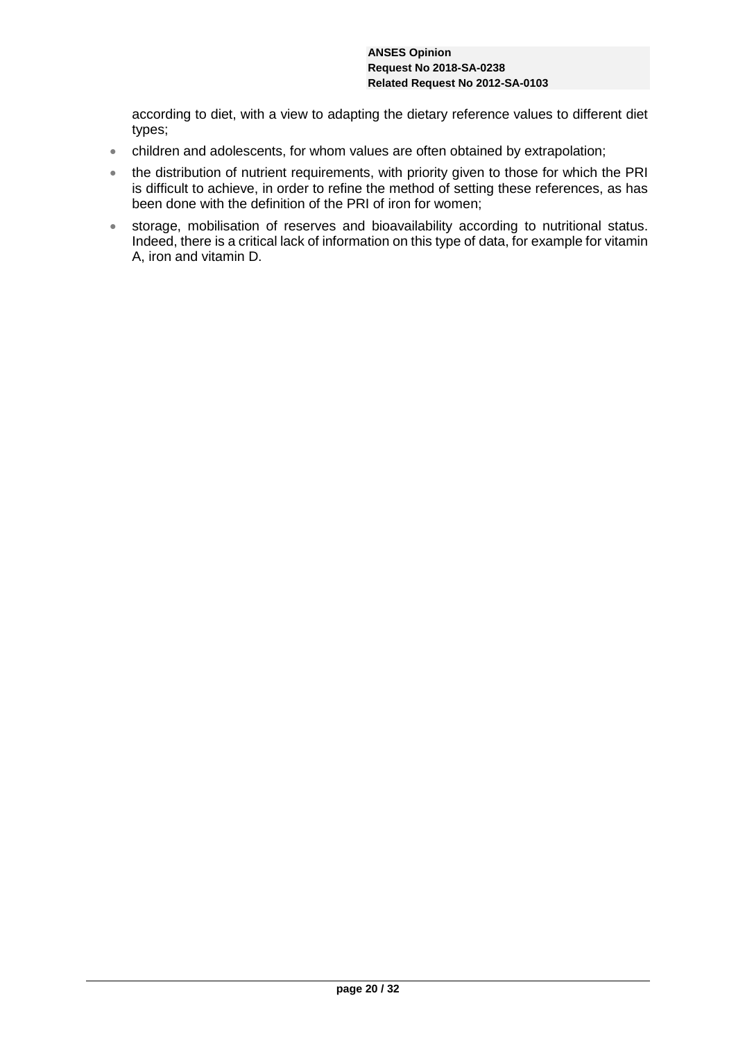according to diet, with a view to adapting the dietary reference values to different diet types;

- children and adolescents, for whom values are often obtained by extrapolation;
- the distribution of nutrient requirements, with priority given to those for which the PRI is difficult to achieve, in order to refine the method of setting these references, as has been done with the definition of the PRI of iron for women;
- storage, mobilisation of reserves and bioavailability according to nutritional status. Indeed, there is a critical lack of information on this type of data, for example for vitamin A, iron and vitamin D.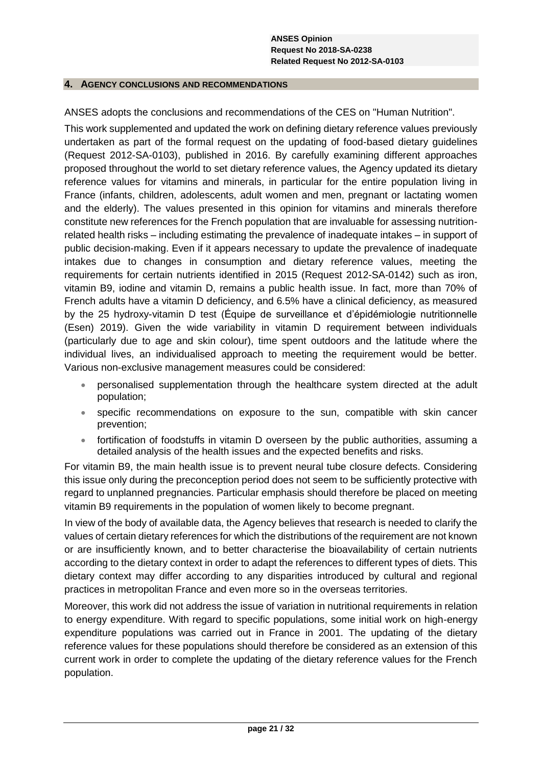## 4. AGENCY CONCLUSIONS AND RECOMMENDATIONS

ANSES adopts the conclusions and recommendations of the CES on "Human Nutrition".

This work supplemented and updated the work on defining dietary reference values previously undertaken as part of the formal request on the updating of food-based dietary guidelines (Request 2012-SA-0103), published in 2016. By carefully examining different approaches proposed throughout the world to set dietary reference values, the Agency updated its dietary reference values for vitamins and minerals, in particular for the entire population living in France (infants, children, adolescents, adult women and men, pregnant or lactating women and the elderly). The values presented in this opinion for vitamins and minerals therefore constitute new references for the French population that are invaluable for assessing nutrition-related health risks – including estimating the prevalence of inadequate intakes – in support of public decision-making. Even if it appears necessary to update the prevalence of inadequate intakes due to changes in consumption and dietary reference values, meeting the requirements for certain nutrients identified in 2015 (Request 2012-SA-0142) such as iron, vitamin B9, iodine and vitamin D, remains a public health issue. In fact, more than 70% of French adults have a vitamin D deficiency, and 6.5% have a clinical deficiency, as measured by the 25 hydroxy-vitamin D test (Équipe de surveillance et d'épidémiologie nutritionnelle (Esen) 2019). Given the wide variability in vitamin D requirement between individuals (particularly due to age and skin colour), time spent outdoors and the latitude where the individual lives, an individualised approach to meeting the requirement would be better. Various non-exclusive management measures could be considered:

- personalised supplementation through the healthcare system directed at the adult population;
- specific recommendations on exposure to the sun, compatible with skin cancer prevention;
- fortification of foodstuffs in vitamin D overseen by the public authorities, assuming a detailed analysis of the health issues and the expected benefits and risks.

For vitamin B9, the main health issue is to prevent neural tube closure defects. Considering this issue only during the preconception period does not seem to be sufficiently protective with regard to unplanned pregnancies. Particular emphasis should therefore be placed on meeting vitamin B9 requirements in the population of women likely to become pregnant.

In view of the body of available data, the Agency believes that research is needed to clarify the values of certain dietary references for which the distributions of the requirement are not known or are insufficiently known, and to better characterise the bioavailability of certain nutrients according to the dietary context in order to adapt the references to different types of diets. This dietary context may differ according to any disparities introduced by cultural and regional practices in metropolitan France and even more so in the overseas territories.

Moreover, this work did not address the issue of variation in nutritional requirements in relation to energy expenditure. With regard to specific populations, some initial work on high-energy expenditure populations was carried out in France in 2001. The updating of the dietary reference values for these populations should therefore be considered as an extension of this current work in order to complete the updating of the dietary reference values for the French population.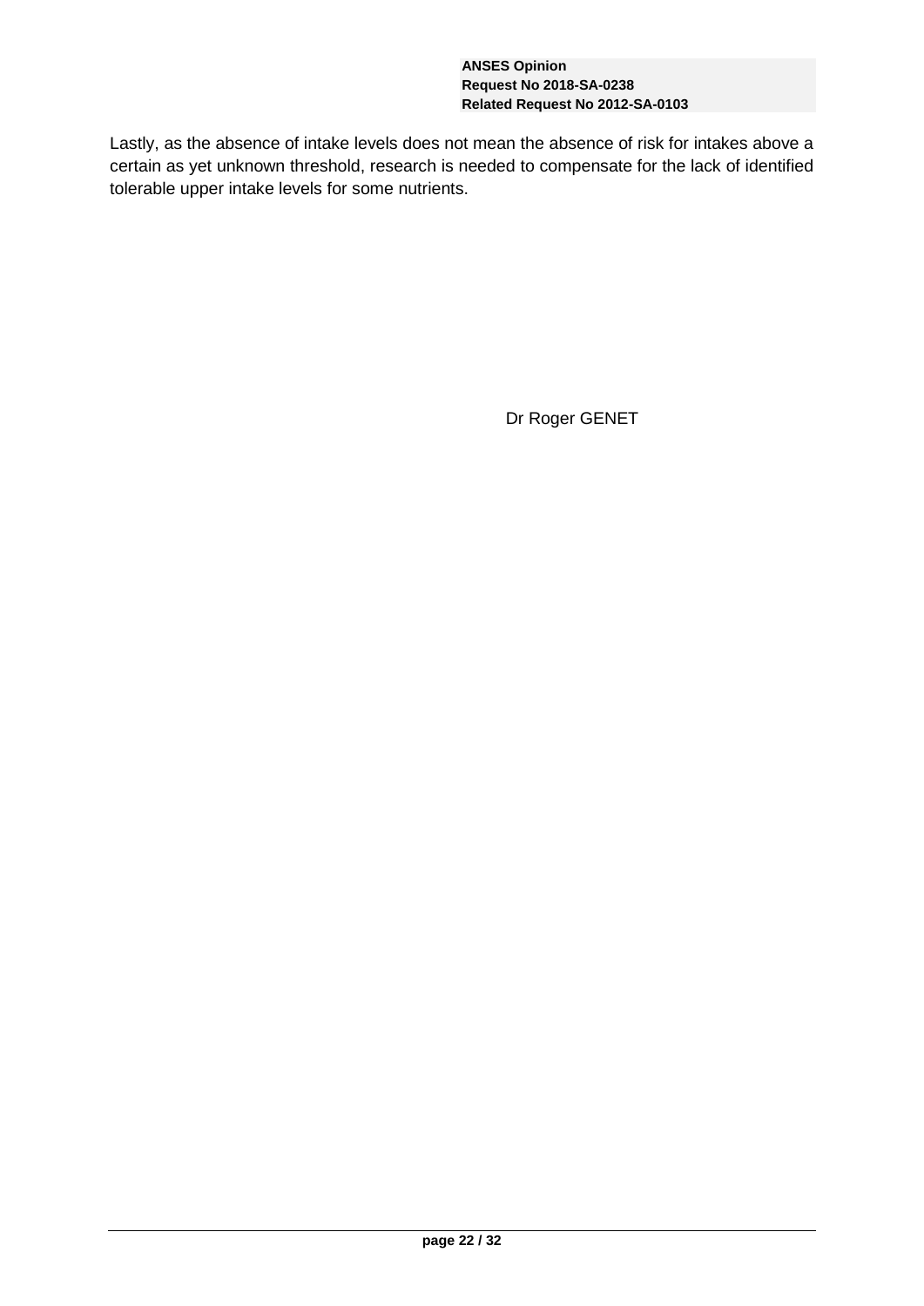Lastly, as the absence of intake levels does not mean the absence of risk for intakes above a certain as yet unknown threshold, research is needed to compensate for the lack of identified tolerable upper intake levels for some nutrients.

Dr Roger GENET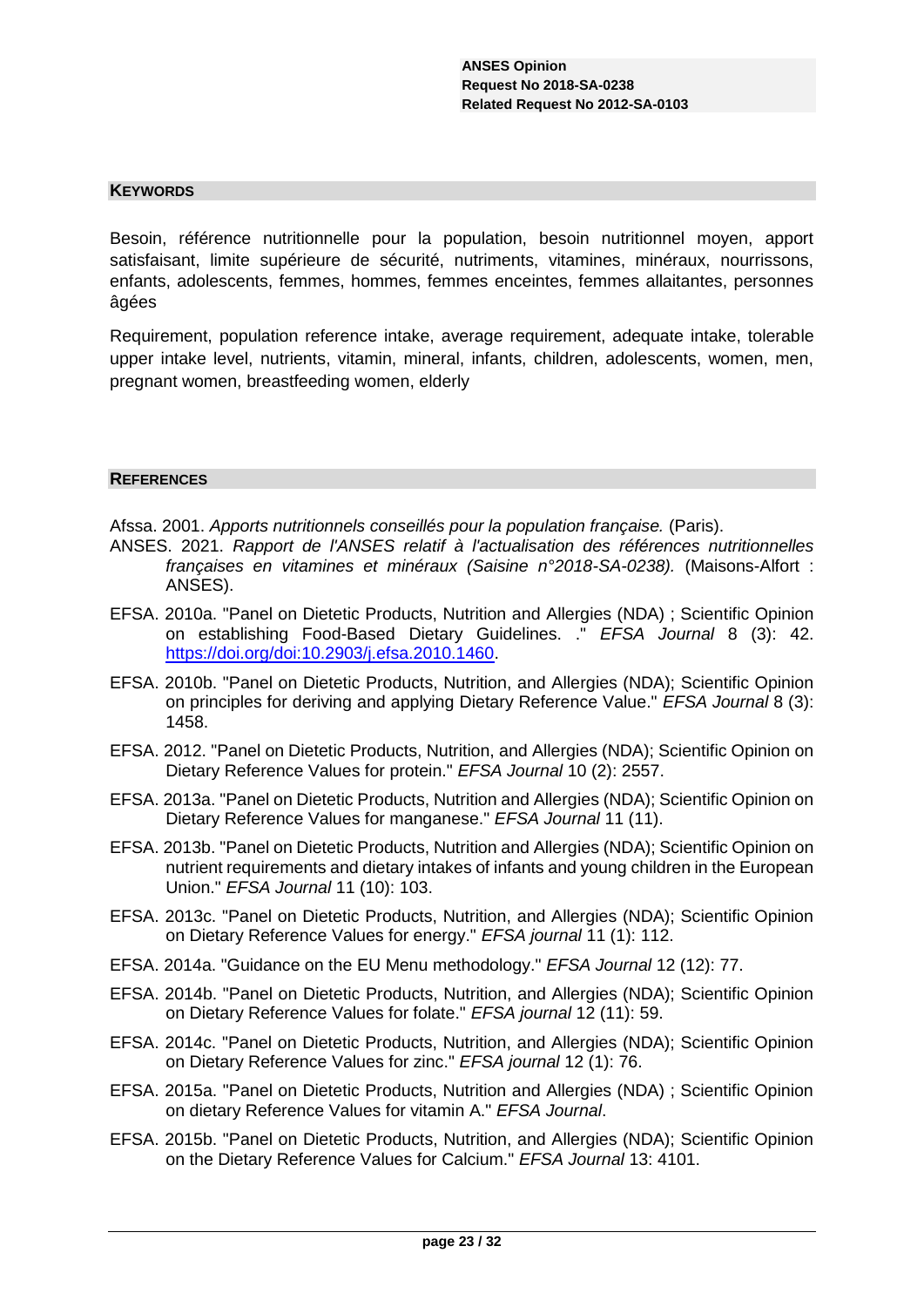## KEYWORDS

Besoin, référence nutritionnelle pour la population, besoin nutritionnel moyen, apport satisfaisant, limite supérieure de sécurité, nutriments, vitamines, minéraux, nourrissons, enfants, adolescents, femmes, hommes, femmes enceintes, femmes allaitantes, personnes âgées

Requirement, population reference intake, average requirement, adequate intake, tolerable upper intake level, nutrients, vitamin, mineral, infants, children, adolescents, women, men, pregnant women, breastfeeding women, elderly

## REFERENCES

Afssa. 2001. *Apports nutritionnels conseillés pour la population française.* (Paris).

ANSES. 2021. *Rapport de l'ANSES relatif à l'actualisation des références nutritionnelles françaises en vitamines et minéraux (Saisine n°2018-SA-0238).* (Maisons-Alfort : ANSES).

EFSA. 2010a. "Panel on Dietetic Products, Nutrition and Allergies (NDA) ; Scientific Opinion on establishing Food-Based Dietary Guidelines. ." *EFSA Journal* 8 (3): 42. https://doi.org/doi:10.2903/j.efsa.2010.1460.

EFSA. 2010b. "Panel on Dietetic Products, Nutrition, and Allergies (NDA); Scientific Opinion on principles for deriving and applying Dietary Reference Value." *EFSA Journal* 8 (3): 1458.

EFSA. 2012. "Panel on Dietetic Products, Nutrition, and Allergies (NDA); Scientific Opinion on Dietary Reference Values for protein." *EFSA Journal* 10 (2): 2557.

EFSA. 2013a. "Panel on Dietetic Products, Nutrition and Allergies (NDA); Scientific Opinion on Dietary Reference Values for manganese." *EFSA Journal* 11 (11).

EFSA. 2013b. "Panel on Dietetic Products, Nutrition and Allergies (NDA); Scientific Opinion on nutrient requirements and dietary intakes of infants and young children in the European Union." *EFSA Journal* 11 (10): 103.

EFSA. 2013c. "Panel on Dietetic Products, Nutrition, and Allergies (NDA); Scientific Opinion on Dietary Reference Values for energy." *EFSA journal* 11 (1): 112.

EFSA. 2014a. "Guidance on the EU Menu methodology." *EFSA Journal* 12 (12): 77.

EFSA. 2014b. "Panel on Dietetic Products, Nutrition, and Allergies (NDA); Scientific Opinion on Dietary Reference Values for folate." *EFSA journal* 12 (11): 59.

EFSA. 2014c. "Panel on Dietetic Products, Nutrition, and Allergies (NDA); Scientific Opinion on Dietary Reference Values for zinc." *EFSA journal* 12 (1): 76.

EFSA. 2015a. "Panel on Dietetic Products, Nutrition and Allergies (NDA) ; Scientific Opinion on dietary Reference Values for vitamin A." *EFSA Journal*.

EFSA. 2015b. "Panel on Dietetic Products, Nutrition, and Allergies (NDA); Scientific Opinion on the Dietary Reference Values for Calcium." *EFSA Journal* 13: 4101.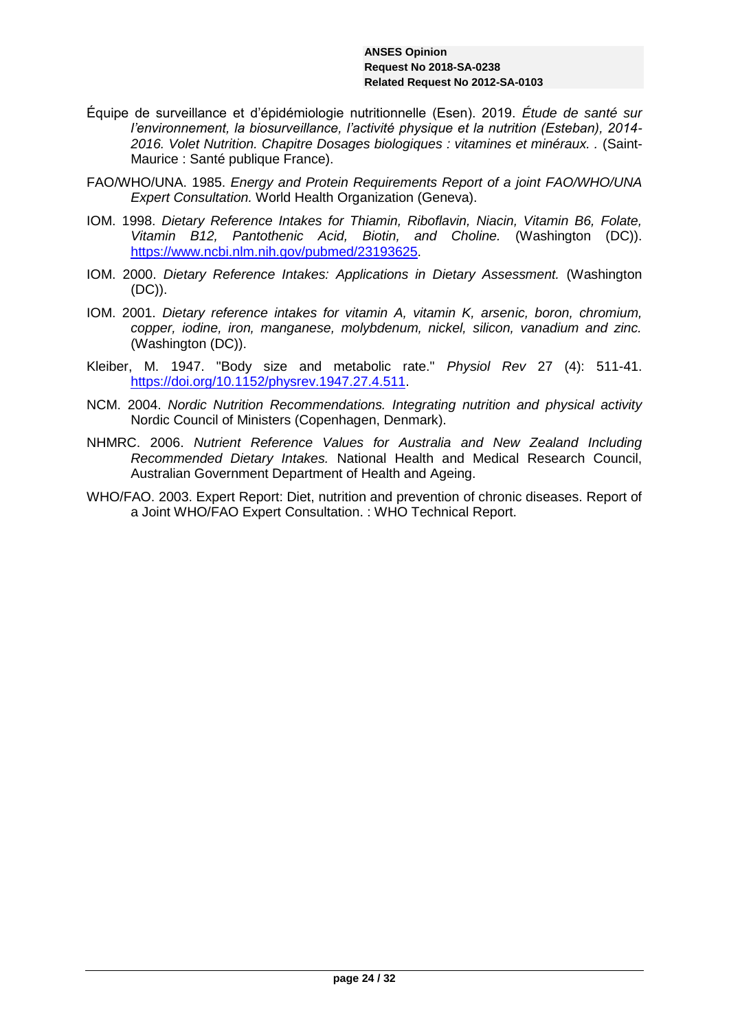Équipe de surveillance et d'épidémiologie nutritionnelle (Esen). 2019. *Étude de santé sur l'environnement, la biosurveillance, l'activité physique et la nutrition (Esteban), 2014-2016. Volet Nutrition. Chapitre Dosages biologiques : vitamines et minéraux. .* (Saint-Maurice : Santé publique France).

FAO/WHO/UNA. 1985. *Energy and Protein Requirements Report of a joint FAO/WHO/UNA Expert Consultation.* World Health Organization (Geneva).

IOM. 1998. *Dietary Reference Intakes for Thiamin, Riboflavin, Niacin, Vitamin B6, Folate, Vitamin B12, Pantothenic Acid, Biotin, and Choline.* (Washington (DC)). https://www.ncbi.nlm.nih.gov/pubmed/23193625.

IOM. 2000. *Dietary Reference Intakes: Applications in Dietary Assessment.* (Washington (DC)).

IOM. 2001. *Dietary reference intakes for vitamin A, vitamin K, arsenic, boron, chromium, copper, iodine, iron, manganese, molybdenum, nickel, silicon, vanadium and zinc.* (Washington (DC)).

Kleiber, M. 1947. "Body size and metabolic rate." *Physiol Rev* 27 (4): 511-41. https://doi.org/10.1152/physrev.1947.27.4.511.

NCM. 2004. *Nordic Nutrition Recommendations. Integrating nutrition and physical activity* Nordic Council of Ministers (Copenhagen, Denmark).

NHMRC. 2006. *Nutrient Reference Values for Australia and New Zealand Including Recommended Dietary Intakes.* National Health and Medical Research Council, Australian Government Department of Health and Ageing.

WHO/FAO. 2003. Expert Report: Diet, nutrition and prevention of chronic diseases. Report of a Joint WHO/FAO Expert Consultation. : WHO Technical Report.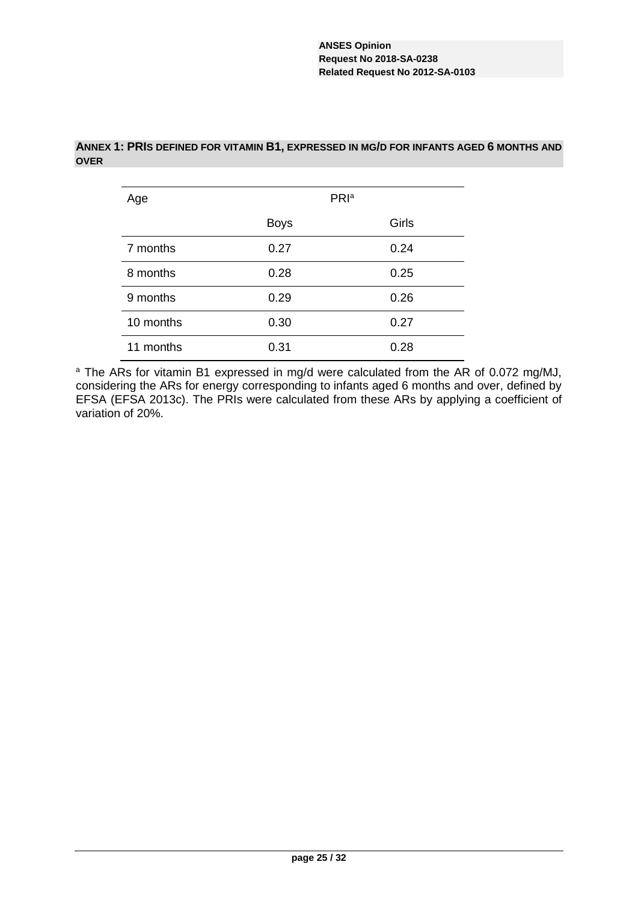## ANNEX 1: PRIs DEFINED FOR VITAMIN B1, EXPRESSED IN MG/D FOR INFANTS AGED 6 MONTHS AND OVER

| Age | PRI[a] | |
|---|---|---|
| | Boys | Girls |
| 7 months | 0.27 | 0.24 |
| 8 months | 0.28 | 0.25 |
| 9 months | 0.29 | 0.26 |
| 10 months | 0.30 | 0.27 |
| 11 months | 0.31 | 0.28 |

[a] The ARs for vitamin B1 expressed in mg/d were calculated from the AR of 0.072 mg/MJ, considering the ARs for energy corresponding to infants aged 6 months and over, defined by EFSA (EFSA 2013c). The PRIs were calculated from these ARs by applying a coefficient of variation of 20%.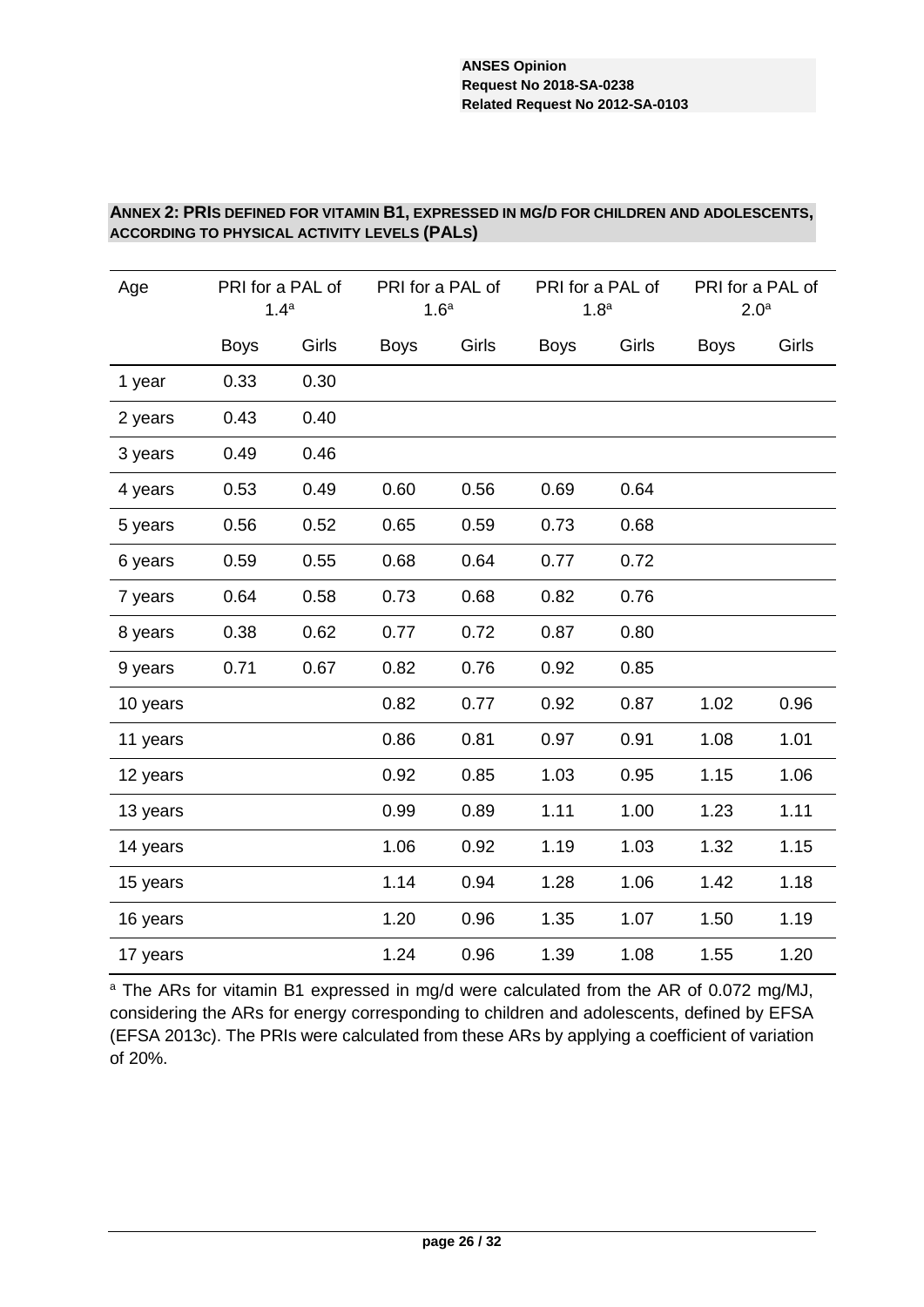## ANNEX 2: PRIS DEFINED FOR VITAMIN B1, EXPRESSED IN MG/D FOR CHILDREN AND ADOLESCENTS, ACCORDING TO PHYSICAL ACTIVITY LEVELS (PALS)

| Age | PRI for a PAL of 1.4[a] | | PRI for a PAL of 1.6[a] | | PRI for a PAL of 1.8[a] | | PRI for a PAL of 2.0[a] | |
|---|---|---|---|---|---|---|---|---|
| | Boys | Girls | Boys | Girls | Boys | Girls | Boys | Girls |
| 1 year | 0.33 | 0.30 | | | | | | |
| 2 years | 0.43 | 0.40 | | | | | | |
| 3 years | 0.49 | 0.46 | | | | | | |
| 4 years | 0.53 | 0.49 | 0.60 | 0.56 | 0.69 | 0.64 | | |
| 5 years | 0.56 | 0.52 | 0.65 | 0.59 | 0.73 | 0.68 | | |
| 6 years | 0.59 | 0.55 | 0.68 | 0.64 | 0.77 | 0.72 | | |
| 7 years | 0.64 | 0.58 | 0.73 | 0.68 | 0.82 | 0.76 | | |
| 8 years | 0.38 | 0.62 | 0.77 | 0.72 | 0.87 | 0.80 | | |
| 9 years | 0.71 | 0.67 | 0.82 | 0.76 | 0.92 | 0.85 | | |
| 10 years | | | 0.82 | 0.77 | 0.92 | 0.87 | 1.02 | 0.96 |
| 11 years | | | 0.86 | 0.81 | 0.97 | 0.91 | 1.08 | 1.01 |
| 12 years | | | 0.92 | 0.85 | 1.03 | 0.95 | 1.15 | 1.06 |
| 13 years | | | 0.99 | 0.89 | 1.11 | 1.00 | 1.23 | 1.11 |
| 14 years | | | 1.06 | 0.92 | 1.19 | 1.03 | 1.32 | 1.15 |
| 15 years | | | 1.14 | 0.94 | 1.28 | 1.06 | 1.42 | 1.18 |
| 16 years | | | 1.20 | 0.96 | 1.35 | 1.07 | 1.50 | 1.19 |
| 17 years | | | 1.24 | 0.96 | 1.39 | 1.08 | 1.55 | 1.20 |

[a] The ARs for vitamin B1 expressed in mg/d were calculated from the AR of 0.072 mg/MJ, considering the ARs for energy corresponding to children and adolescents, defined by EFSA (EFSA 2013c). The PRIs were calculated from these ARs by applying a coefficient of variation of 20%.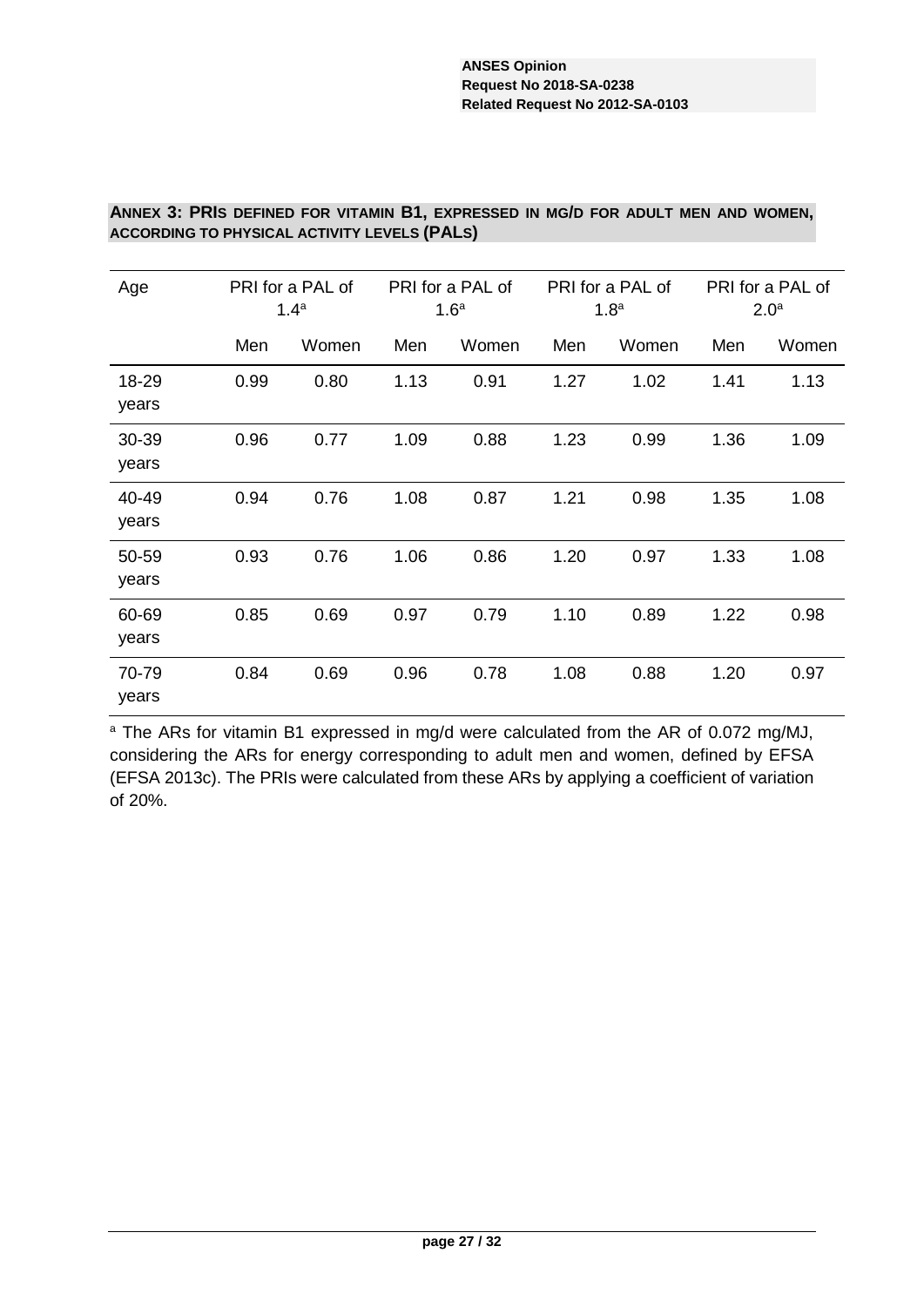## ANNEX 3: PRIS DEFINED FOR VITAMIN B1, EXPRESSED IN MG/D FOR ADULT MEN AND WOMEN, ACCORDING TO PHYSICAL ACTIVITY LEVELS (PALS)

| Age | PRI for a PAL of 1.4[a] | | PRI for a PAL of 1.6[a] | | PRI for a PAL of 1.8[a] | | PRI for a PAL of 2.0[a] | |
|---|---|---|---|---|---|---|---|---|
| | Men | Women | Men | Women | Men | Women | Men | Women |
| 18-29 years | 0.99 | 0.80 | 1.13 | 0.91 | 1.27 | 1.02 | 1.41 | 1.13 |
| 30-39 years | 0.96 | 0.77 | 1.09 | 0.88 | 1.23 | 0.99 | 1.36 | 1.09 |
| 40-49 years | 0.94 | 0.76 | 1.08 | 0.87 | 1.21 | 0.98 | 1.35 | 1.08 |
| 50-59 years | 0.93 | 0.76 | 1.06 | 0.86 | 1.20 | 0.97 | 1.33 | 1.08 |
| 60-69 years | 0.85 | 0.69 | 0.97 | 0.79 | 1.10 | 0.89 | 1.22 | 0.98 |
| 70-79 years | 0.84 | 0.69 | 0.96 | 0.78 | 1.08 | 0.88 | 1.20 | 0.97 |

[a] The ARs for vitamin B1 expressed in mg/d were calculated from the AR of 0.072 mg/MJ, considering the ARs for energy corresponding to adult men and women, defined by EFSA (EFSA 2013c). The PRIs were calculated from these ARs by applying a coefficient of variation of 20%.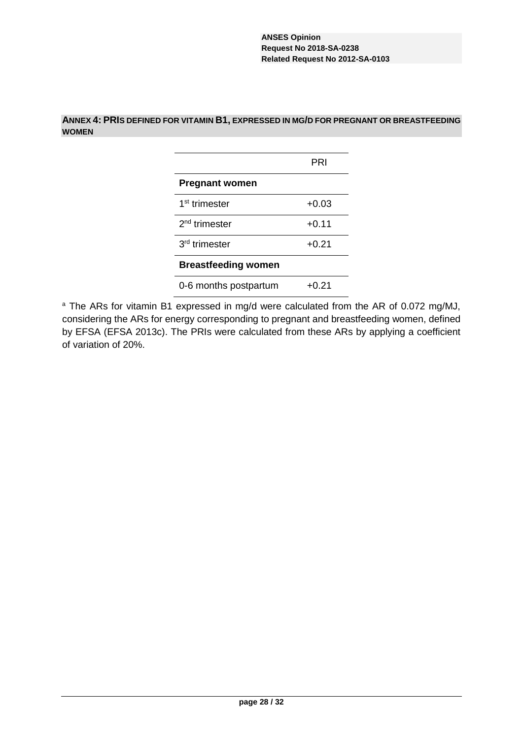## ANNEX 4: PRIs DEFINED FOR VITAMIN B1, EXPRESSED IN MG/D FOR PREGNANT OR BREASTFEEDING WOMEN

| | PRI |
|---|---|
| **Pregnant women** | |
| 1st trimester | +0.03 |
| 2nd trimester | +0.11 |
| 3rd trimester | +0.21 |
| **Breastfeeding women** | |
| 0-6 months postpartum | +0.21 |

[a] The ARs for vitamin B1 expressed in mg/d were calculated from the AR of 0.072 mg/MJ, considering the ARs for energy corresponding to pregnant and breastfeeding women, defined by EFSA (EFSA 2013c). The PRIs were calculated from these ARs by applying a coefficient of variation of 20%.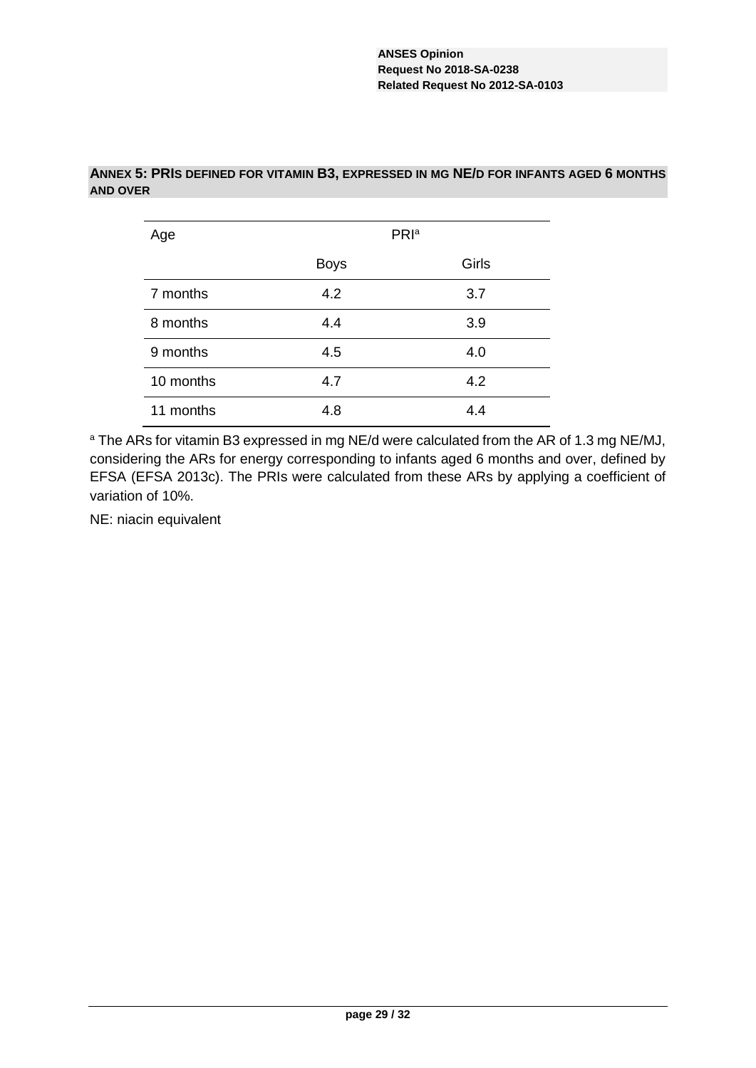## ANNEX 5: PRIs DEFINED FOR VITAMIN B3, EXPRESSED IN MG NE/D FOR INFANTS AGED 6 MONTHS AND OVER

| Age | PRI[a] | |
|---|---|---|
| | Boys | Girls |
| 7 months | 4.2 | 3.7 |
| 8 months | 4.4 | 3.9 |
| 9 months | 4.5 | 4.0 |
| 10 months | 4.7 | 4.2 |
| 11 months | 4.8 | 4.4 |

[a] The ARs for vitamin B3 expressed in mg NE/d were calculated from the AR of 1.3 mg NE/MJ, considering the ARs for energy corresponding to infants aged 6 months and over, defined by EFSA (EFSA 2013c). The PRIs were calculated from these ARs by applying a coefficient of variation of 10%.

NE: niacin equivalent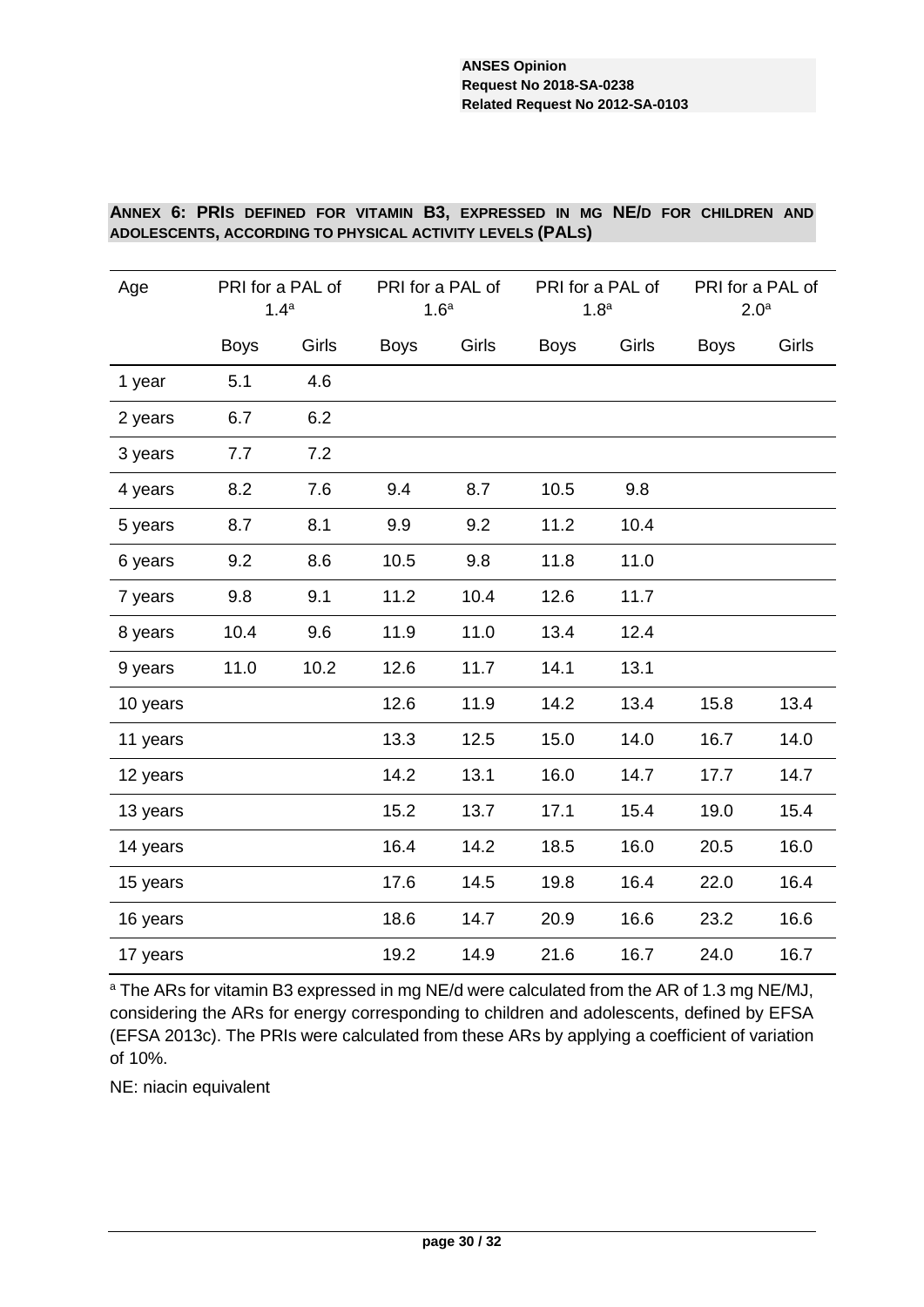**ANNEX 6: PRIS DEFINED FOR VITAMIN B3, EXPRESSED IN MG NE/D FOR CHILDREN AND ADOLESCENTS, ACCORDING TO PHYSICAL ACTIVITY LEVELS (PALS)**

| Age | PRI for a PAL of 1.4[a] | | PRI for a PAL of 1.6[a] | | PRI for a PAL of 1.8[a] | | PRI for a PAL of 2.0[a] | |
|---|---|---|---|---|---|---|---|---|
| | Boys | Girls | Boys | Girls | Boys | Girls | Boys | Girls |
| 1 year | 5.1 | 4.6 | | | | | | |
| 2 years | 6.7 | 6.2 | | | | | | |
| 3 years | 7.7 | 7.2 | | | | | | |
| 4 years | 8.2 | 7.6 | 9.4 | 8.7 | 10.5 | 9.8 | | |
| 5 years | 8.7 | 8.1 | 9.9 | 9.2 | 11.2 | 10.4 | | |
| 6 years | 9.2 | 8.6 | 10.5 | 9.8 | 11.8 | 11.0 | | |
| 7 years | 9.8 | 9.1 | 11.2 | 10.4 | 12.6 | 11.7 | | |
| 8 years | 10.4 | 9.6 | 11.9 | 11.0 | 13.4 | 12.4 | | |
| 9 years | 11.0 | 10.2 | 12.6 | 11.7 | 14.1 | 13.1 | | |
| 10 years | | | 12.6 | 11.9 | 14.2 | 13.4 | 15.8 | 13.4 |
| 11 years | | | 13.3 | 12.5 | 15.0 | 14.0 | 16.7 | 14.0 |
| 12 years | | | 14.2 | 13.1 | 16.0 | 14.7 | 17.7 | 14.7 |
| 13 years | | | 15.2 | 13.7 | 17.1 | 15.4 | 19.0 | 15.4 |
| 14 years | | | 16.4 | 14.2 | 18.5 | 16.0 | 20.5 | 16.0 |
| 15 years | | | 17.6 | 14.5 | 19.8 | 16.4 | 22.0 | 16.4 |
| 16 years | | | 18.6 | 14.7 | 20.9 | 16.6 | 23.2 | 16.6 |
| 17 years | | | 19.2 | 14.9 | 21.6 | 16.7 | 24.0 | 16.7 |

[a] The ARs for vitamin B3 expressed in mg NE/d were calculated from the AR of 1.3 mg NE/MJ, considering the ARs for energy corresponding to children and adolescents, defined by EFSA (EFSA 2013c). The PRIs were calculated from these ARs by applying a coefficient of variation of 10%.

NE: niacin equivalent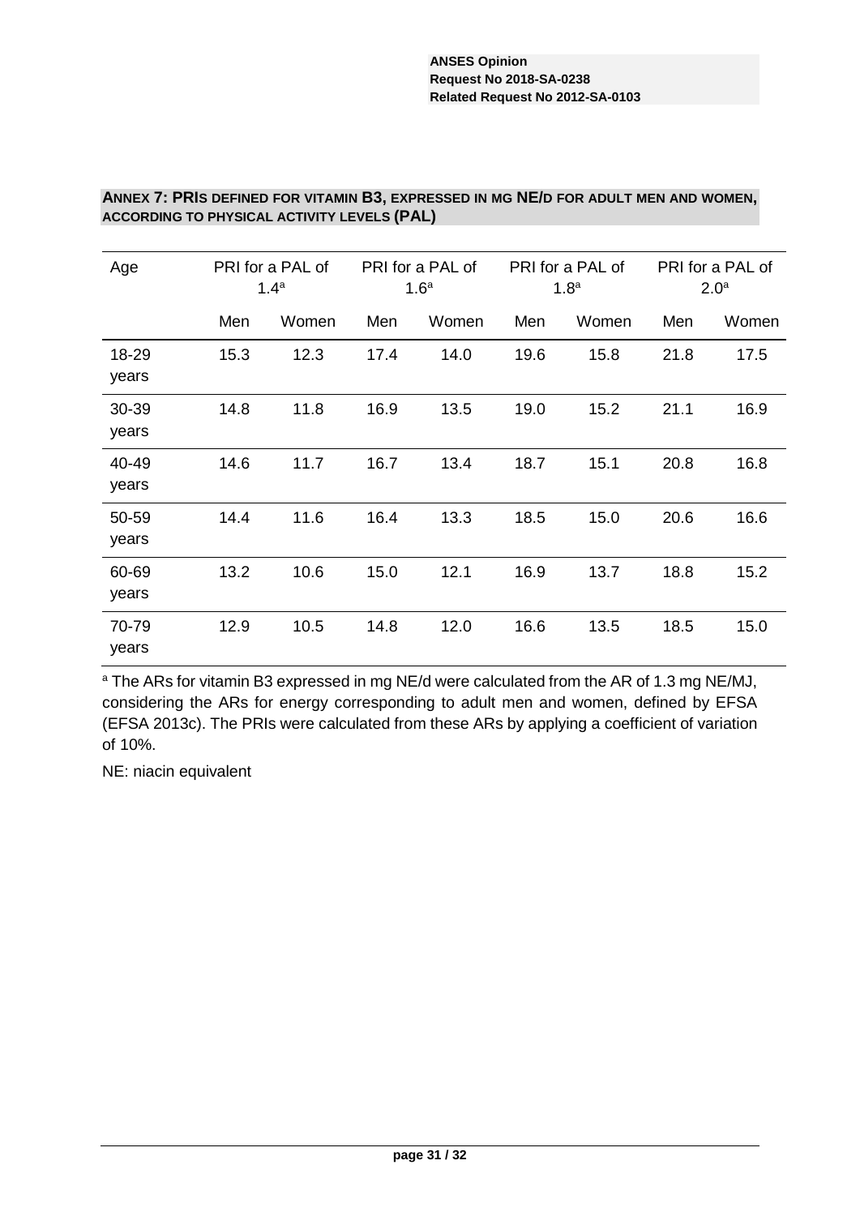## ANNEX 7: PRIS DEFINED FOR VITAMIN B3, EXPRESSED IN MG NE/D FOR ADULT MEN AND WOMEN, ACCORDING TO PHYSICAL ACTIVITY LEVELS (PAL)

| Age | PRI for a PAL of 1.4[a] | | PRI for a PAL of 1.6[a] | | PRI for a PAL of 1.8[a] | | PRI for a PAL of 2.0[a] | |
|---|---|---|---|---|---|---|---|---|
| | Men | Women | Men | Women | Men | Women | Men | Women |
| 18-29 years | 15.3 | 12.3 | 17.4 | 14.0 | 19.6 | 15.8 | 21.8 | 17.5 |
| 30-39 years | 14.8 | 11.8 | 16.9 | 13.5 | 19.0 | 15.2 | 21.1 | 16.9 |
| 40-49 years | 14.6 | 11.7 | 16.7 | 13.4 | 18.7 | 15.1 | 20.8 | 16.8 |
| 50-59 years | 14.4 | 11.6 | 16.4 | 13.3 | 18.5 | 15.0 | 20.6 | 16.6 |
| 60-69 years | 13.2 | 10.6 | 15.0 | 12.1 | 16.9 | 13.7 | 18.8 | 15.2 |
| 70-79 years | 12.9 | 10.5 | 14.8 | 12.0 | 16.6 | 13.5 | 18.5 | 15.0 |

[a] The ARs for vitamin B3 expressed in mg NE/d were calculated from the AR of 1.3 mg NE/MJ, considering the ARs for energy corresponding to adult men and women, defined by EFSA (EFSA 2013c). The PRIs were calculated from these ARs by applying a coefficient of variation of 10%.

NE: niacin equivalent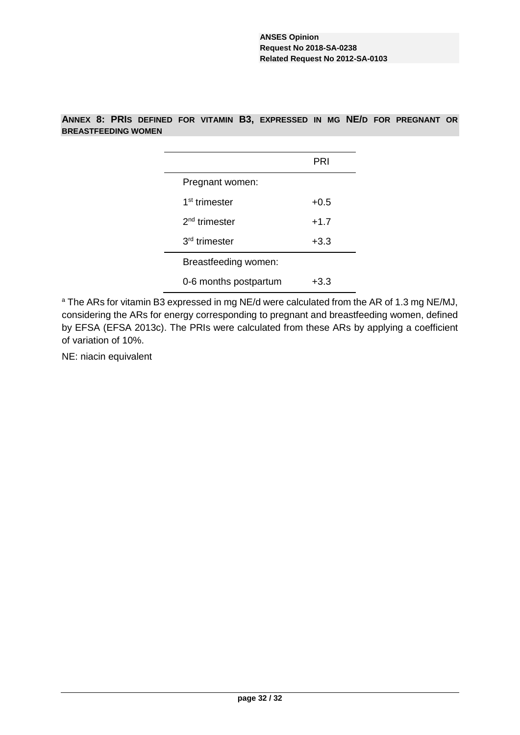## ANNEX 8: PRIs DEFINED FOR VITAMIN B3, EXPRESSED IN MG NE/D FOR PREGNANT OR BREASTFEEDING WOMEN

| | PRI |
|---|---|
| Pregnant women: | |
| 1st trimester | +0.5 |
| 2nd trimester | +1.7 |
| 3rd trimester | +3.3 |
| Breastfeeding women: | |
| 0-6 months postpartum | +3.3 |

[a] The ARs for vitamin B3 expressed in mg NE/d were calculated from the AR of 1.3 mg NE/MJ, considering the ARs for energy corresponding to pregnant and breastfeeding women, defined by EFSA (EFSA 2013c). The PRIs were calculated from these ARs by applying a coefficient of variation of 10%.

NE: niacin equivalent